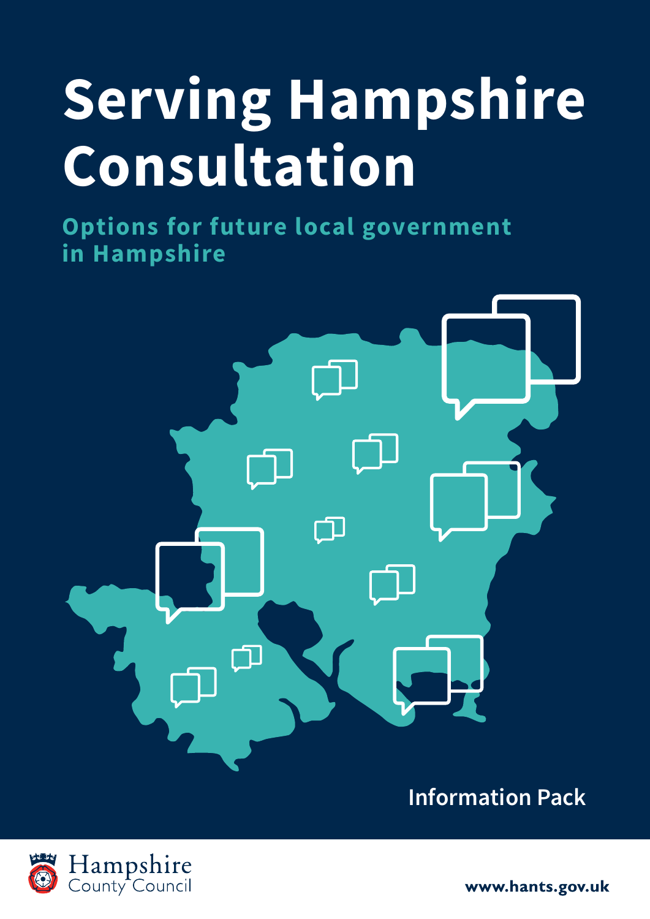# Serving Hampshire Consultation

## Options for future local government in Hampshire

Information Pack

Hampshire County Council

www.hants.gov.uk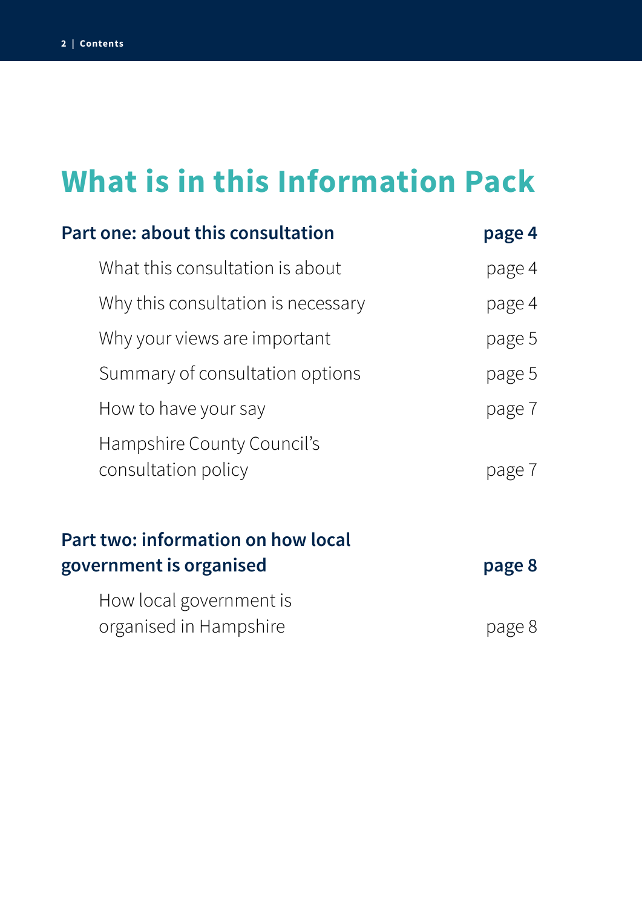# What is in this Information Pack

| | |
|---|---|
| **Part one: about this consultation** | **page 4** |
| What this consultation is about | page 4 |
| Why this consultation is necessary | page 4 |
| Why your views are important | page 5 |
| Summary of consultation options | page 5 |
| How to have your say | page 7 |
| Hampshire County Council's consultation policy | page 7 |
| **Part two: information on how local government is organised** | **page 8** |
| How local government is organised in Hampshire | page 8 |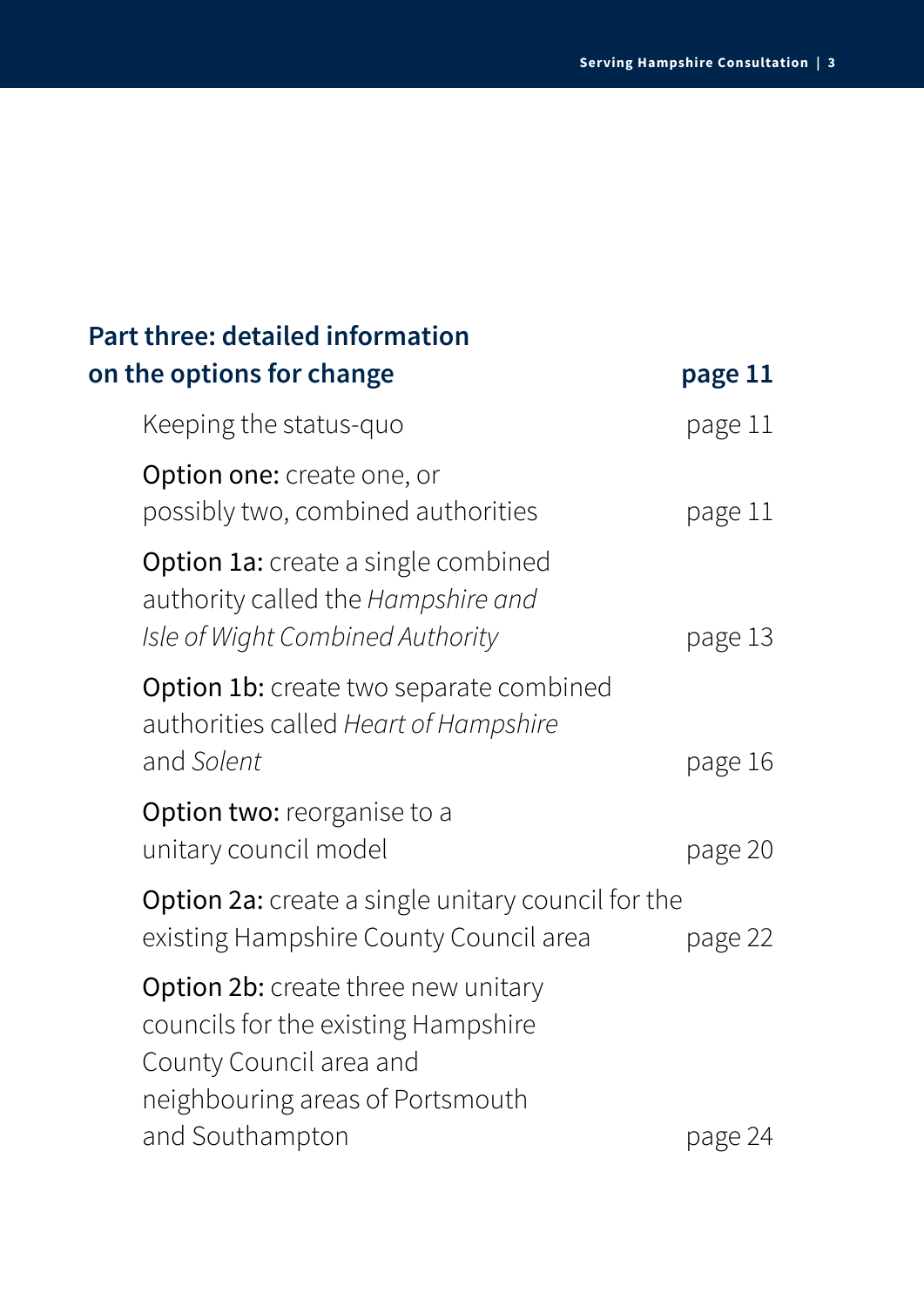| **Part three: detailed information on the options for change** | **page 11** |
| --- | --- |
| Keeping the status-quo | page 11 |
| **Option one:** create one, or possibly two, combined authorities | page 11 |
| **Option 1a:** create a single combined authority called the *Hampshire and Isle of Wight Combined Authority* | page 13 |
| **Option 1b:** create two separate combined authorities called *Heart of Hampshire* and *Solent* | page 16 |
| **Option two:** reorganise to a unitary council model | page 20 |
| **Option 2a:** create a single unitary council for the existing Hampshire County Council area | page 22 |
| **Option 2b:** create three new unitary councils for the existing Hampshire County Council area and neighbouring areas of Portsmouth and Southampton | page 24 |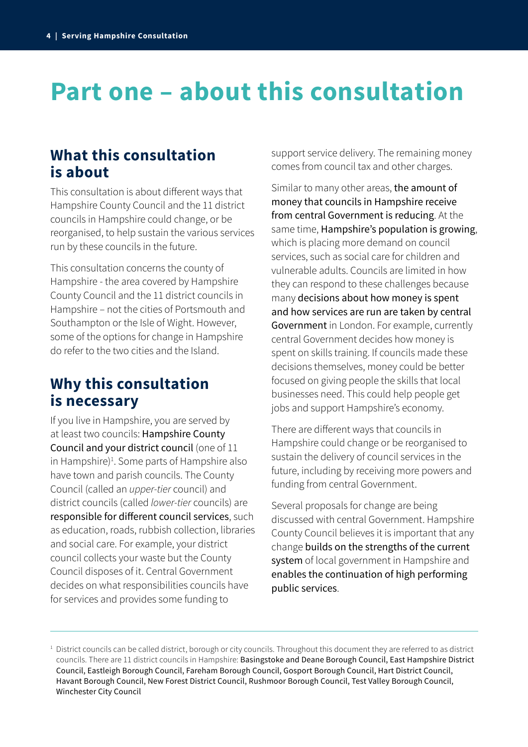# Part one – about this consultation

## What this consultation is about

This consultation is about different ways that Hampshire County Council and the 11 district councils in Hampshire could change, or be reorganised, to help sustain the various services run by these councils in the future.

This consultation concerns the county of Hampshire - the area covered by Hampshire County Council and the 11 district councils in Hampshire – not the cities of Portsmouth and Southampton or the Isle of Wight. However, some of the options for change in Hampshire do refer to the two cities and the Island.

## Why this consultation is necessary

If you live in Hampshire, you are served by at least two councils: Hampshire County Council and your district council (one of 11 in Hampshire)[1]. Some parts of Hampshire also have town and parish councils. The County Council (called an *upper-tier* council) and district councils (called *lower-tier* councils) are responsible for different council services, such as education, roads, rubbish collection, libraries and social care. For example, your district council collects your waste but the County Council disposes of it. Central Government decides on what responsibilities councils have for services and provides some funding to support service delivery. The remaining money comes from council tax and other charges.

Similar to many other areas, the amount of money that councils in Hampshire receive from central Government is reducing. At the same time, Hampshire's population is growing, which is placing more demand on council services, such as social care for children and vulnerable adults. Councils are limited in how they can respond to these challenges because many decisions about how money is spent and how services are run are taken by central Government in London. For example, currently central Government decides how money is spent on skills training. If councils made these decisions themselves, money could be better focused on giving people the skills that local businesses need. This could help people get jobs and support Hampshire's economy.

There are different ways that councils in Hampshire could change or be reorganised to sustain the delivery of council services in the future, including by receiving more powers and funding from central Government.

Several proposals for change are being discussed with central Government. Hampshire County Council believes it is important that any change builds on the strengths of the current system of local government in Hampshire and enables the continuation of high performing public services.

---

[1] District councils can be called district, borough or city councils. Throughout this document they are referred to as district councils. There are 11 district councils in Hampshire: Basingstoke and Deane Borough Council, East Hampshire District Council, Eastleigh Borough Council, Fareham Borough Council, Gosport Borough Council, Hart District Council, Havant Borough Council, New Forest District Council, Rushmoor Borough Council, Test Valley Borough Council, Winchester City Council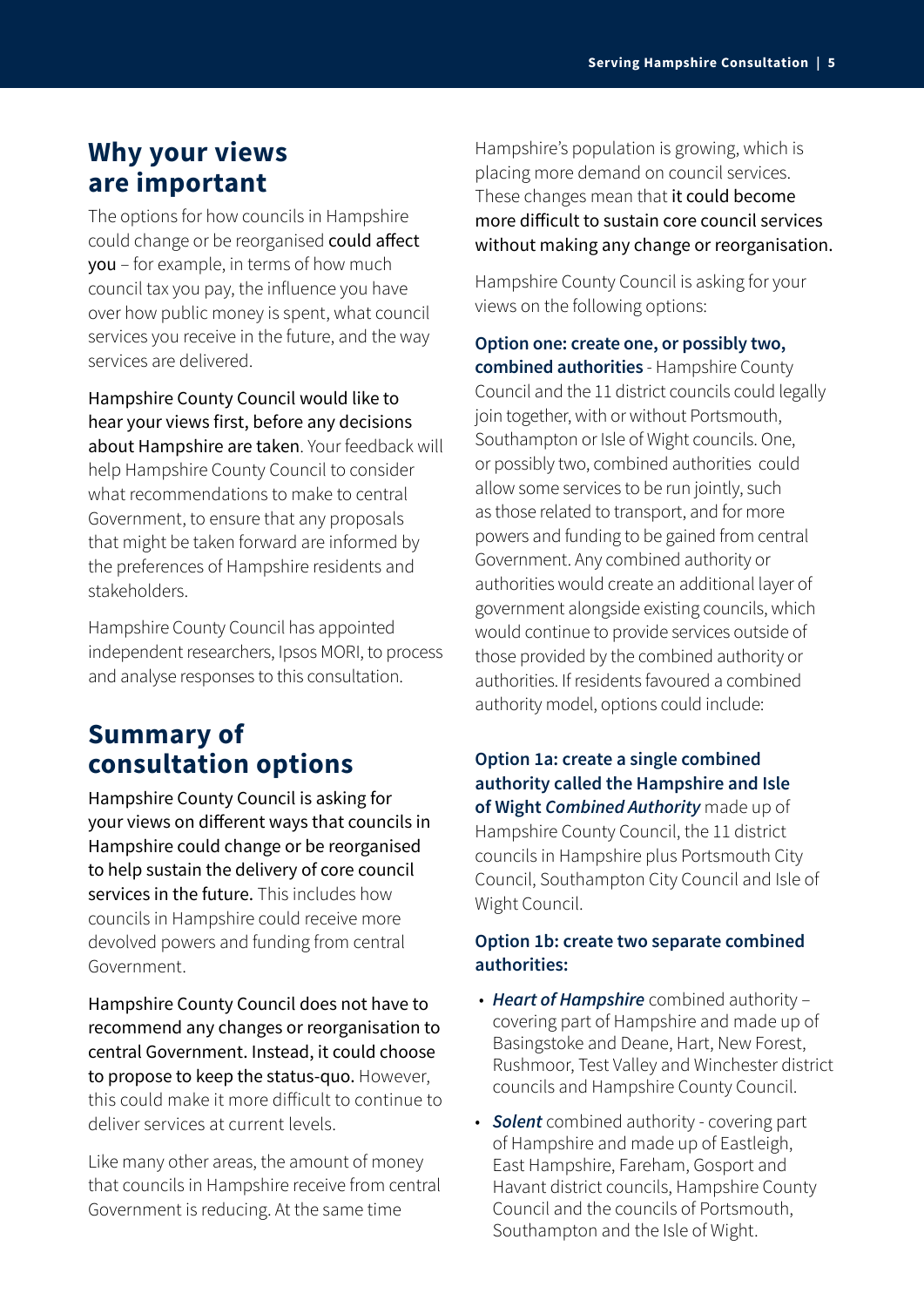## Why your views are important

The options for how councils in Hampshire could change or be reorganised could affect you – for example, in terms of how much council tax you pay, the influence you have over how public money is spent, what council services you receive in the future, and the way services are delivered.

Hampshire County Council would like to hear your views first, before any decisions about Hampshire are taken. Your feedback will help Hampshire County Council to consider what recommendations to make to central Government, to ensure that any proposals that might be taken forward are informed by the preferences of Hampshire residents and stakeholders.

Hampshire County Council has appointed independent researchers, Ipsos MORI, to process and analyse responses to this consultation.

## Summary of consultation options

Hampshire County Council is asking for your views on different ways that councils in Hampshire could change or be reorganised to help sustain the delivery of core council services in the future. This includes how councils in Hampshire could receive more devolved powers and funding from central Government.

Hampshire County Council does not have to recommend any changes or reorganisation to central Government. Instead, it could choose to propose to keep the status-quo. However, this could make it more difficult to continue to deliver services at current levels.

Like many other areas, the amount of money that councils in Hampshire receive from central Government is reducing. At the same time Hampshire's population is growing, which is placing more demand on council services. These changes mean that it could become more difficult to sustain core council services without making any change or reorganisation.

Hampshire County Council is asking for your views on the following options:

**Option one: create one, or possibly two, combined authorities** - Hampshire County Council and the 11 district councils could legally join together, with or without Portsmouth, Southampton or Isle of Wight councils. One, or possibly two, combined authorities could allow some services to be run jointly, such as those related to transport, and for more powers and funding to be gained from central Government. Any combined authority or authorities would create an additional layer of government alongside existing councils, which would continue to provide services outside of those provided by the combined authority or authorities. If residents favoured a combined authority model, options could include:

**Option 1a: create a single combined authority called the Hampshire and Isle of Wight *Combined Authority*** made up of Hampshire County Council, the 11 district councils in Hampshire plus Portsmouth City Council, Southampton City Council and Isle of Wight Council.

**Option 1b: create two separate combined authorities:**

- ***Heart of Hampshire*** combined authority – covering part of Hampshire and made up of Basingstoke and Deane, Hart, New Forest, Rushmoor, Test Valley and Winchester district councils and Hampshire County Council.
- ***Solent*** combined authority - covering part of Hampshire and made up of Eastleigh, East Hampshire, Fareham, Gosport and Havant district councils, Hampshire County Council and the councils of Portsmouth, Southampton and the Isle of Wight.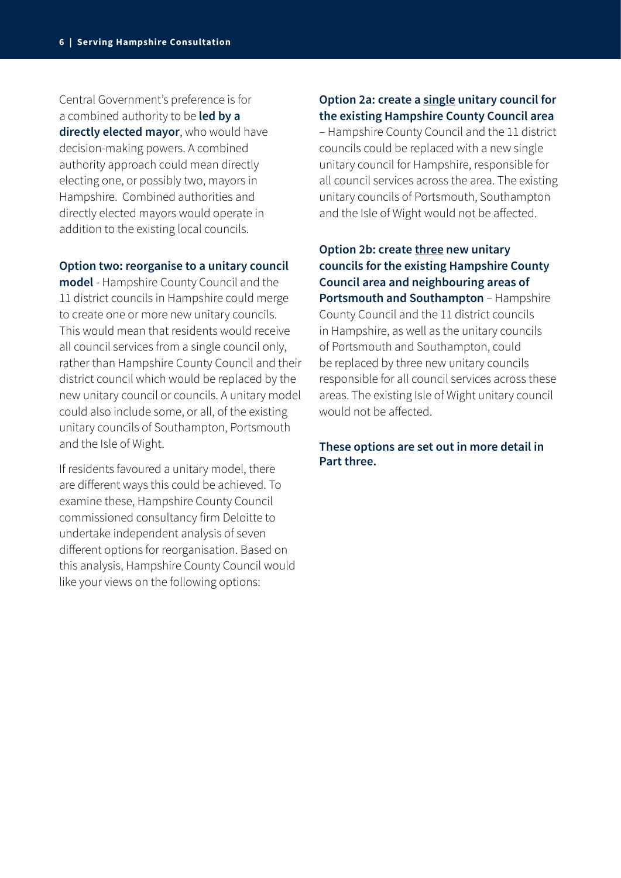Central Government's preference is for a combined authority to be **led by a directly elected mayor**, who would have decision-making powers. A combined authority approach could mean directly electing one, or possibly two, mayors in Hampshire. Combined authorities and directly elected mayors would operate in addition to the existing local councils.

**Option two: reorganise to a unitary council model** - Hampshire County Council and the 11 district councils in Hampshire could merge to create one or more new unitary councils. This would mean that residents would receive all council services from a single council only, rather than Hampshire County Council and their district council which would be replaced by the new unitary council or councils. A unitary model could also include some, or all, of the existing unitary councils of Southampton, Portsmouth and the Isle of Wight.

If residents favoured a unitary model, there are different ways this could be achieved. To examine these, Hampshire County Council commissioned consultancy firm Deloitte to undertake independent analysis of seven different options for reorganisation. Based on this analysis, Hampshire County Council would like your views on the following options:

**Option 2a: create a <u>single</u> unitary council for the existing Hampshire County Council area** – Hampshire County Council and the 11 district councils could be replaced with a new single unitary council for Hampshire, responsible for all council services across the area. The existing unitary councils of Portsmouth, Southampton and the Isle of Wight would not be affected.

**Option 2b: create <u>three</u> new unitary councils for the existing Hampshire County Council area and neighbouring areas of Portsmouth and Southampton** – Hampshire County Council and the 11 district councils in Hampshire, as well as the unitary councils of Portsmouth and Southampton, could be replaced by three new unitary councils responsible for all council services across these areas. The existing Isle of Wight unitary council would not be affected.

**These options are set out in more detail in Part three.**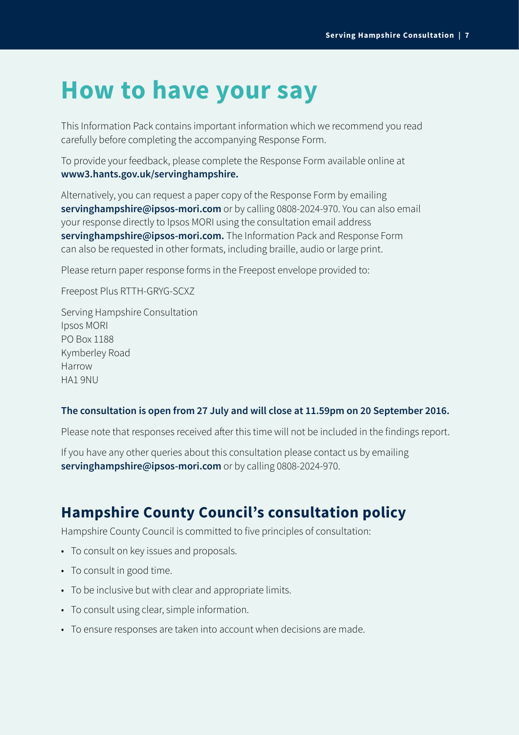# How to have your say

This Information Pack contains important information which we recommend you read carefully before completing the accompanying Response Form.

To provide your feedback, please complete the Response Form available online at **www3.hants.gov.uk/servinghampshire.**

Alternatively, you can request a paper copy of the Response Form by emailing **servinghampshire@ipsos-mori.com** or by calling 0808-2024-970. You can also email your response directly to Ipsos MORI using the consultation email address **servinghampshire@ipsos-mori.com.** The Information Pack and Response Form can also be requested in other formats, including braille, audio or large print.

Please return paper response forms in the Freepost envelope provided to:

Freepost Plus RTTH-GRYG-SCXZ

Serving Hampshire Consultation
Ipsos MORI
PO Box 1188
Kymberley Road
Harrow
HA1 9NU

**The consultation is open from 27 July and will close at 11.59pm on 20 September 2016.**

Please note that responses received after this time will not be included in the findings report.

If you have any other queries about this consultation please contact us by emailing **servinghampshire@ipsos-mori.com** or by calling 0808-2024-970.

## Hampshire County Council's consultation policy

Hampshire County Council is committed to five principles of consultation:

- To consult on key issues and proposals.
- To consult in good time.
- To be inclusive but with clear and appropriate limits.
- To consult using clear, simple information.
- To ensure responses are taken into account when decisions are made.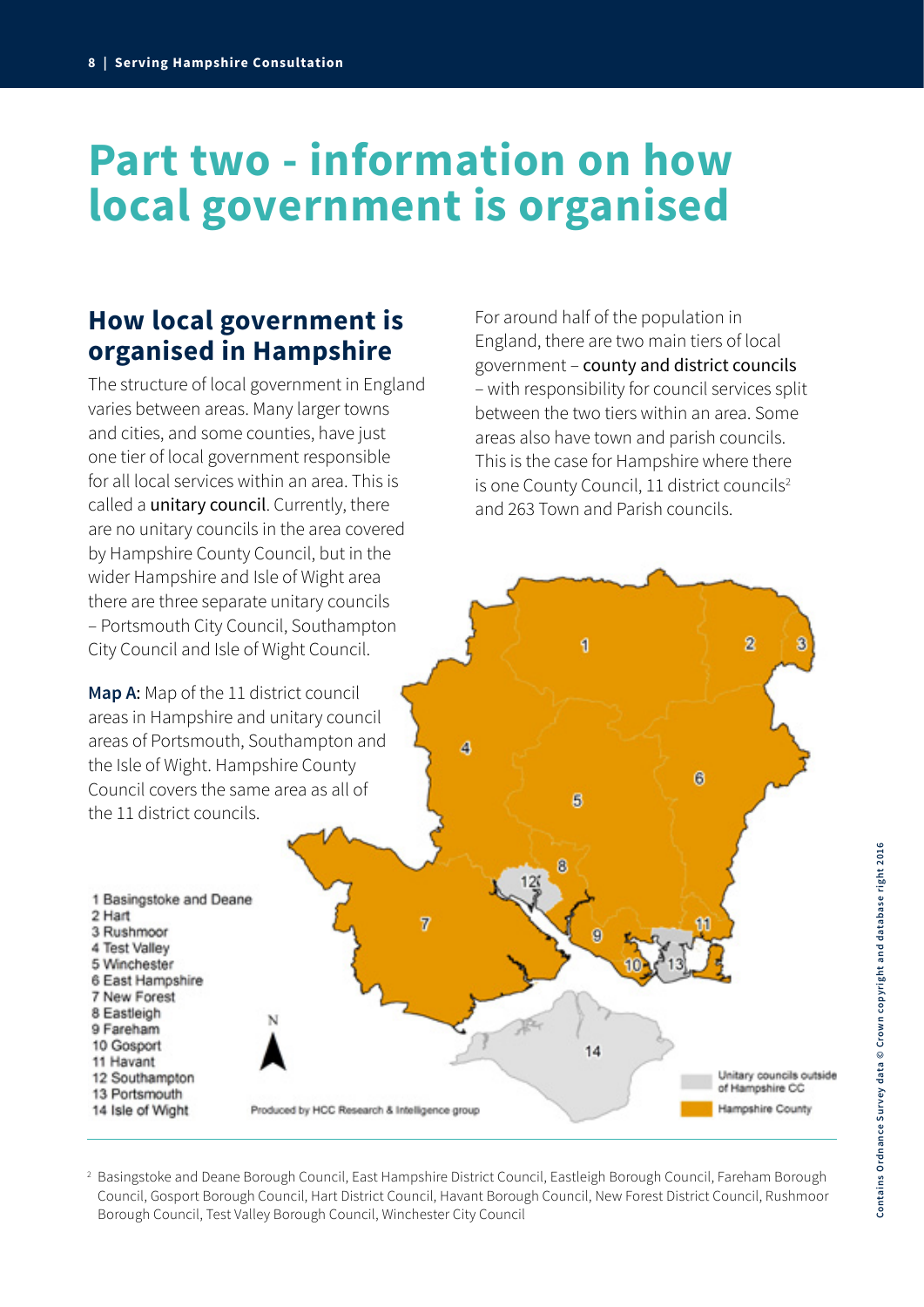# Part two - information on how local government is organised

## How local government is organised in Hampshire

The structure of local government in England varies between areas. Many larger towns and cities, and some counties, have just one tier of local government responsible for all local services within an area. This is called a unitary council. Currently, there are no unitary councils in the area covered by Hampshire County Council, but in the wider Hampshire and Isle of Wight area there are three separate unitary councils – Portsmouth City Council, Southampton City Council and Isle of Wight Council.

**Map A:** Map of the 11 district council areas in Hampshire and unitary council areas of Portsmouth, Southampton and the Isle of Wight. Hampshire County Council covers the same area as all of the 11 district councils.

1 Basingstoke and Deane
2 Hart
3 Rushmoor
4 Test Valley
5 Winchester
6 East Hampshire
7 New Forest
8 Eastleigh
9 Fareham
10 Gosport
11 Havant
12 Southampton
13 Portsmouth
14 Isle of Wight

Produced by HCC Research & Intelligence group

Unitary councils outside of Hampshire CC

Hampshire County

For around half of the population in England, there are two main tiers of local government – county and district councils – with responsibility for council services split between the two tiers within an area. Some areas also have town and parish councils. This is the case for Hampshire where there is one County Council, 11 district councils[2] and 263 Town and Parish councils.

[2] Basingstoke and Deane Borough Council, East Hampshire District Council, Eastleigh Borough Council, Fareham Borough Council, Gosport Borough Council, Hart District Council, Havant Borough Council, New Forest District Council, Rushmoor Borough Council, Test Valley Borough Council, Winchester City Council

Contains Ordnance Survey data © Crown copyright and database right 2016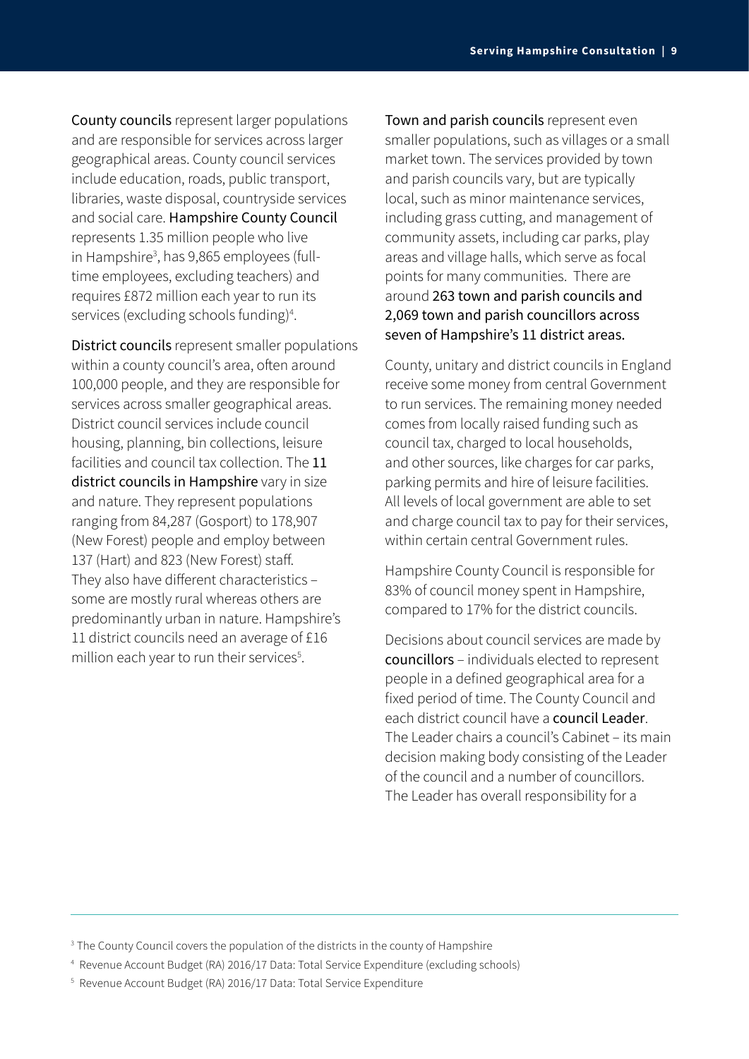County councils represent larger populations and are responsible for services across larger geographical areas. County council services include education, roads, public transport, libraries, waste disposal, countryside services and social care. Hampshire County Council represents 1.35 million people who live in Hampshire[3], has 9,865 employees (full-time employees, excluding teachers) and requires £872 million each year to run its services (excluding schools funding)[4].

District councils represent smaller populations within a county council's area, often around 100,000 people, and they are responsible for services across smaller geographical areas. District council services include council housing, planning, bin collections, leisure facilities and council tax collection. The **11 district councils in Hampshire** vary in size and nature. They represent populations ranging from 84,287 (Gosport) to 178,907 (New Forest) people and employ between 137 (Hart) and 823 (New Forest) staff. They also have different characteristics – some are mostly rural whereas others are predominantly urban in nature. Hampshire's 11 district councils need an average of £16 million each year to run their services[5].

Town and parish councils represent even smaller populations, such as villages or a small market town. The services provided by town and parish councils vary, but are typically local, such as minor maintenance services, including grass cutting, and management of community assets, including car parks, play areas and village halls, which serve as focal points for many communities. There are around 263 town and parish councils and 2,069 town and parish councillors across seven of Hampshire's 11 district areas.

County, unitary and district councils in England receive some money from central Government to run services. The remaining money needed comes from locally raised funding such as council tax, charged to local households, and other sources, like charges for car parks, parking permits and hire of leisure facilities. All levels of local government are able to set and charge council tax to pay for their services, within certain central Government rules.

Hampshire County Council is responsible for 83% of council money spent in Hampshire, compared to 17% for the district councils.

Decisions about council services are made by councillors – individuals elected to represent people in a defined geographical area for a fixed period of time. The County Council and each district council have a council Leader. The Leader chairs a council's Cabinet – its main decision making body consisting of the Leader of the council and a number of councillors. The Leader has overall responsibility for a

---

[3] The County Council covers the population of the districts in the county of Hampshire

[4] Revenue Account Budget (RA) 2016/17 Data: Total Service Expenditure (excluding schools)

[5] Revenue Account Budget (RA) 2016/17 Data: Total Service Expenditure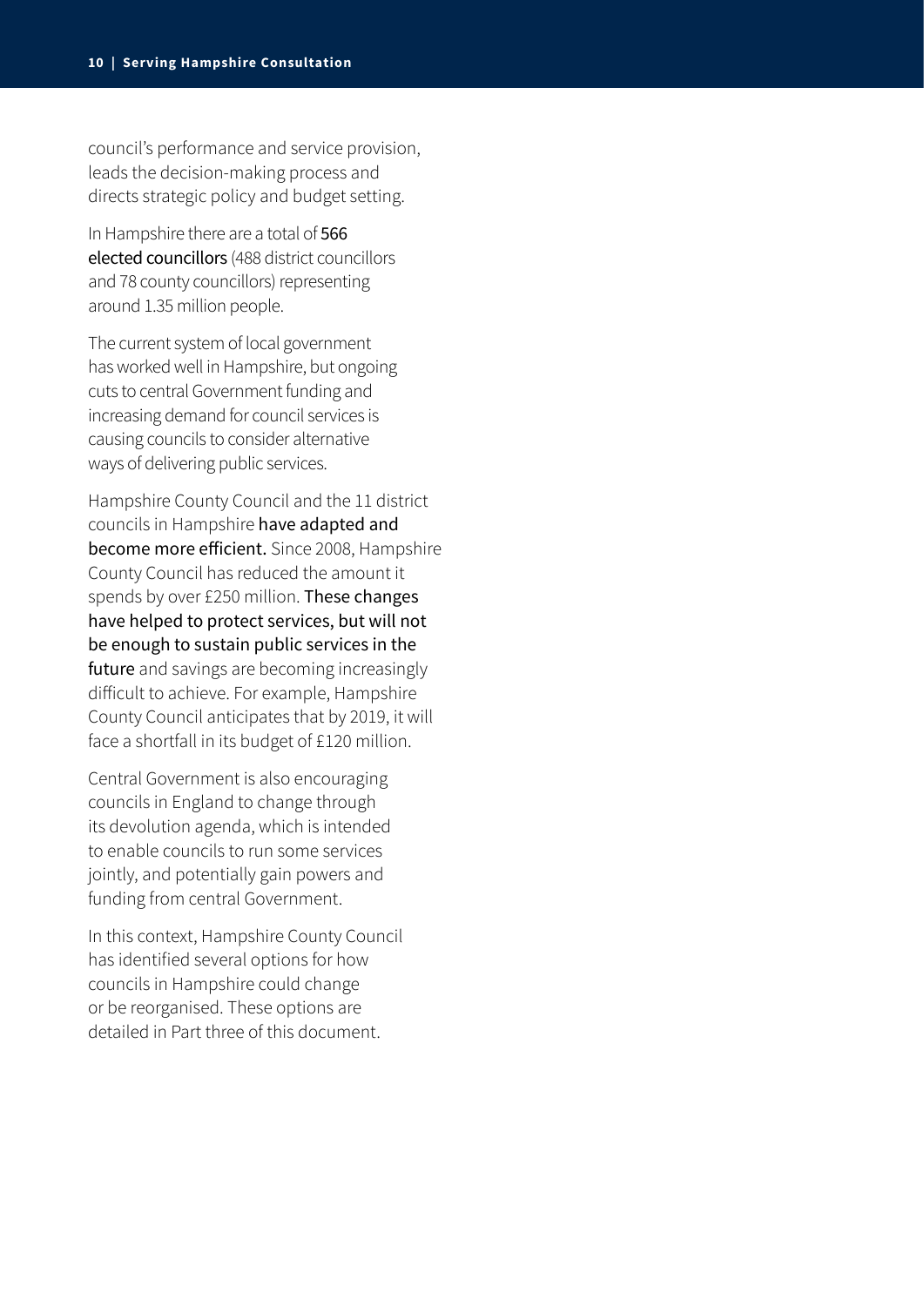council's performance and service provision, leads the decision-making process and directs strategic policy and budget setting.

In Hampshire there are a total of **566 elected councillors** (488 district councillors and 78 county councillors) representing around 1.35 million people.

The current system of local government has worked well in Hampshire, but ongoing cuts to central Government funding and increasing demand for council services is causing councils to consider alternative ways of delivering public services.

Hampshire County Council and the 11 district councils in Hampshire **have adapted and become more efficient.** Since 2008, Hampshire County Council has reduced the amount it spends by over £250 million. **These changes have helped to protect services, but will not be enough to sustain public services in the future** and savings are becoming increasingly difficult to achieve. For example, Hampshire County Council anticipates that by 2019, it will face a shortfall in its budget of £120 million.

Central Government is also encouraging councils in England to change through its devolution agenda, which is intended to enable councils to run some services jointly, and potentially gain powers and funding from central Government.

In this context, Hampshire County Council has identified several options for how councils in Hampshire could change or be reorganised. These options are detailed in Part three of this document.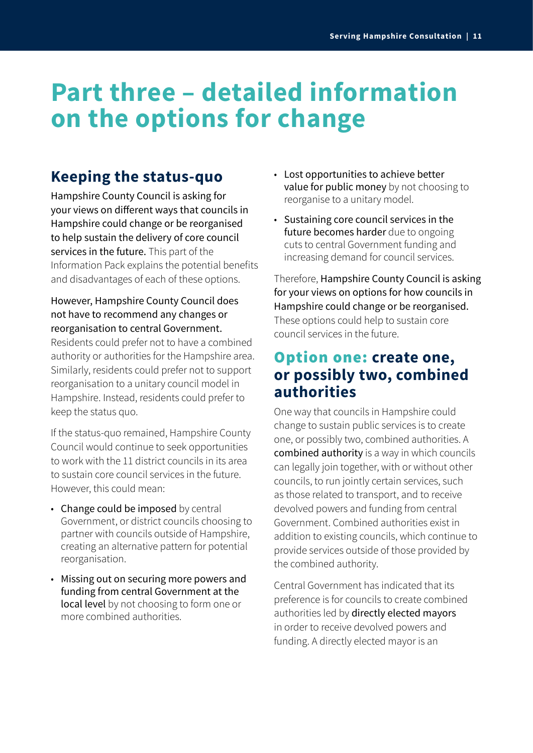# Part three – detailed information on the options for change

## Keeping the status-quo

Hampshire County Council is asking for your views on different ways that councils in Hampshire could change or be reorganised to help sustain the delivery of core council services in the future. This part of the Information Pack explains the potential benefits and disadvantages of each of these options.

However, Hampshire County Council does not have to recommend any changes or reorganisation to central Government. Residents could prefer not to have a combined authority or authorities for the Hampshire area. Similarly, residents could prefer not to support reorganisation to a unitary council model in Hampshire. Instead, residents could prefer to keep the status quo.

If the status-quo remained, Hampshire County Council would continue to seek opportunities to work with the 11 district councils in its area to sustain core council services in the future. However, this could mean:

- Change could be imposed by central Government, or district councils choosing to partner with councils outside of Hampshire, creating an alternative pattern for potential reorganisation.
- Missing out on securing more powers and funding from central Government at the local level by not choosing to form one or more combined authorities.
- Lost opportunities to achieve better value for public money by not choosing to reorganise to a unitary model.
- Sustaining core council services in the future becomes harder due to ongoing cuts to central Government funding and increasing demand for council services.

Therefore, Hampshire County Council is asking for your views on options for how councils in Hampshire could change or be reorganised. These options could help to sustain core council services in the future.

## Option one: create one, or possibly two, combined authorities

One way that councils in Hampshire could change to sustain public services is to create one, or possibly two, combined authorities. A combined authority is a way in which councils can legally join together, with or without other councils, to run jointly certain services, such as those related to transport, and to receive devolved powers and funding from central Government. Combined authorities exist in addition to existing councils, which continue to provide services outside of those provided by the combined authority.

Central Government has indicated that its preference is for councils to create combined authorities led by directly elected mayors in order to receive devolved powers and funding. A directly elected mayor is an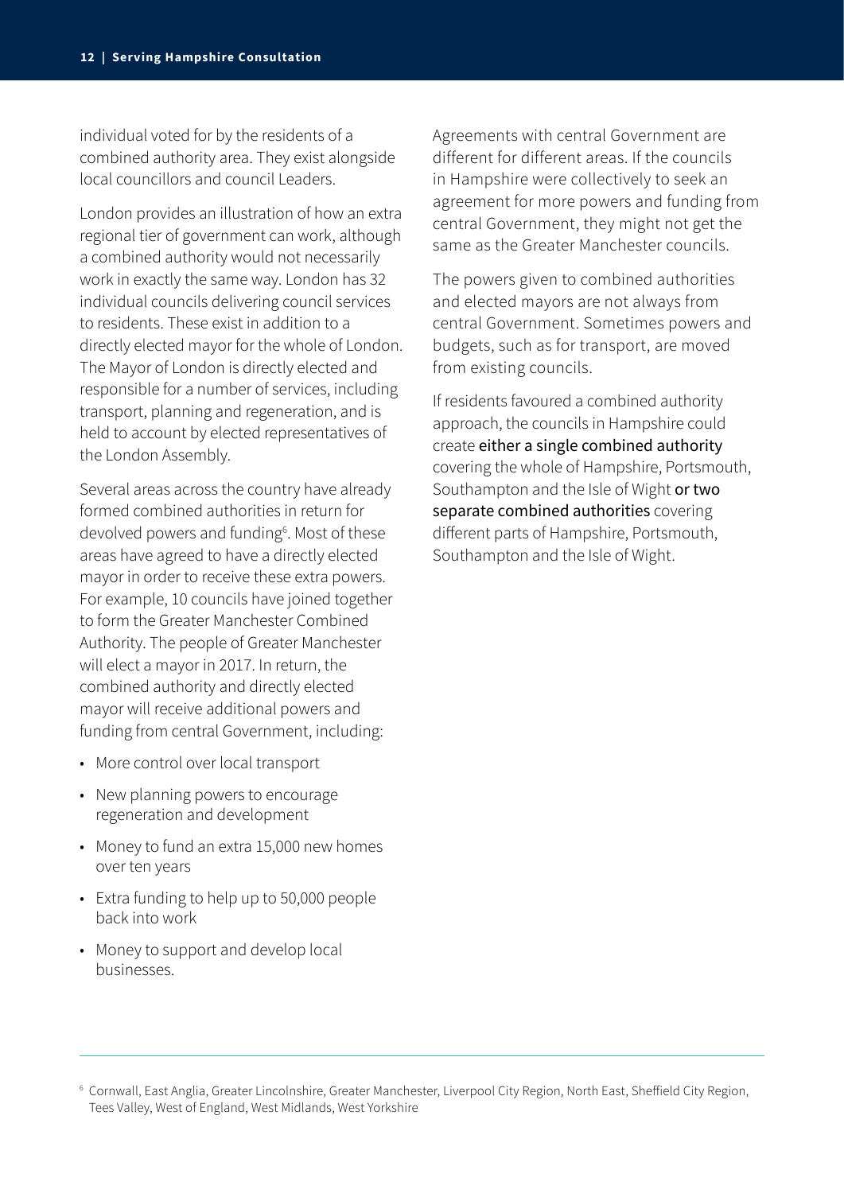individual voted for by the residents of a combined authority area. They exist alongside local councillors and council Leaders.

London provides an illustration of how an extra regional tier of government can work, although a combined authority would not necessarily work in exactly the same way. London has 32 individual councils delivering council services to residents. These exist in addition to a directly elected mayor for the whole of London. The Mayor of London is directly elected and responsible for a number of services, including transport, planning and regeneration, and is held to account by elected representatives of the London Assembly.

Several areas across the country have already formed combined authorities in return for devolved powers and funding[6]. Most of these areas have agreed to have a directly elected mayor in order to receive these extra powers. For example, 10 councils have joined together to form the Greater Manchester Combined Authority. The people of Greater Manchester will elect a mayor in 2017. In return, the combined authority and directly elected mayor will receive additional powers and funding from central Government, including:

- More control over local transport
- New planning powers to encourage regeneration and development
- Money to fund an extra 15,000 new homes over ten years
- Extra funding to help up to 50,000 people back into work
- Money to support and develop local businesses.

Agreements with central Government are different for different areas. If the councils in Hampshire were collectively to seek an agreement for more powers and funding from central Government, they might not get the same as the Greater Manchester councils.

The powers given to combined authorities and elected mayors are not always from central Government. Sometimes powers and budgets, such as for transport, are moved from existing councils.

If residents favoured a combined authority approach, the councils in Hampshire could create **either a single combined authority** covering the whole of Hampshire, Portsmouth, Southampton and the Isle of Wight **or two separate combined authorities** covering different parts of Hampshire, Portsmouth, Southampton and the Isle of Wight.

---

[6] Cornwall, East Anglia, Greater Lincolnshire, Greater Manchester, Liverpool City Region, North East, Sheffield City Region, Tees Valley, West of England, West Midlands, West Yorkshire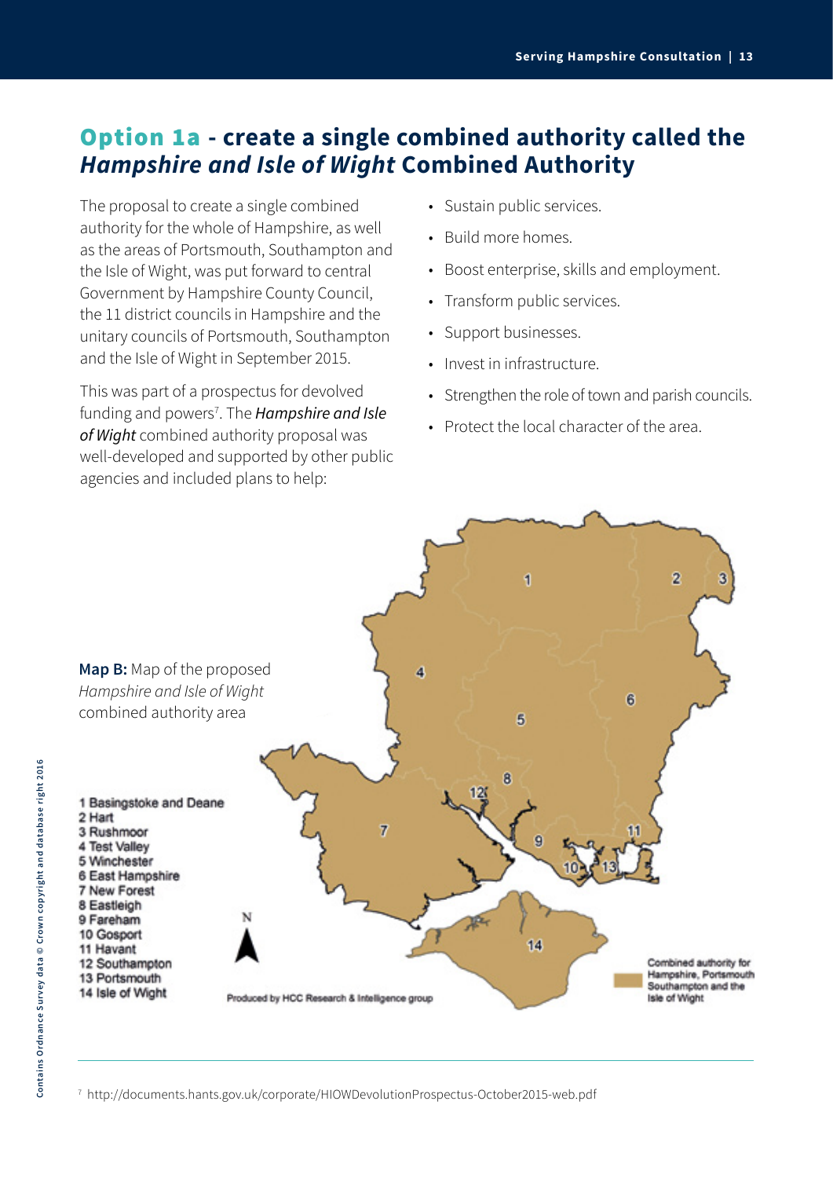## Option 1a - create a single combined authority called the *Hampshire and Isle of Wight* Combined Authority

The proposal to create a single combined authority for the whole of Hampshire, as well as the areas of Portsmouth, Southampton and the Isle of Wight, was put forward to central Government by Hampshire County Council, the 11 district councils in Hampshire and the unitary councils of Portsmouth, Southampton and the Isle of Wight in September 2015.

This was part of a prospectus for devolved funding and powers[7]. The ***Hampshire and Isle of Wight*** combined authority proposal was well-developed and supported by other public agencies and included plans to help:

- Sustain public services.
- Build more homes.
- Boost enterprise, skills and employment.
- Transform public services.
- Support businesses.
- Invest in infrastructure.
- Strengthen the role of town and parish councils.
- Protect the local character of the area.

**Map B:** Map of the proposed *Hampshire and Isle of Wight* combined authority area

1 Basingstoke and Deane
2 Hart
3 Rushmoor
4 Test Valley
5 Winchester
6 East Hampshire
7 New Forest
8 Eastleigh
9 Fareham
10 Gosport
11 Havant
12 Southampton
13 Portsmouth
14 Isle of Wight

Combined authority for Hampshire, Portsmouth Southampton and the Isle of Wight

Produced by HCC Research & Intelligence group

Contains Ordnance Survey data © Crown copyright and database right 2016

[7] http://documents.hants.gov.uk/corporate/HIOWDevolutionProspectus-October2015-web.pdf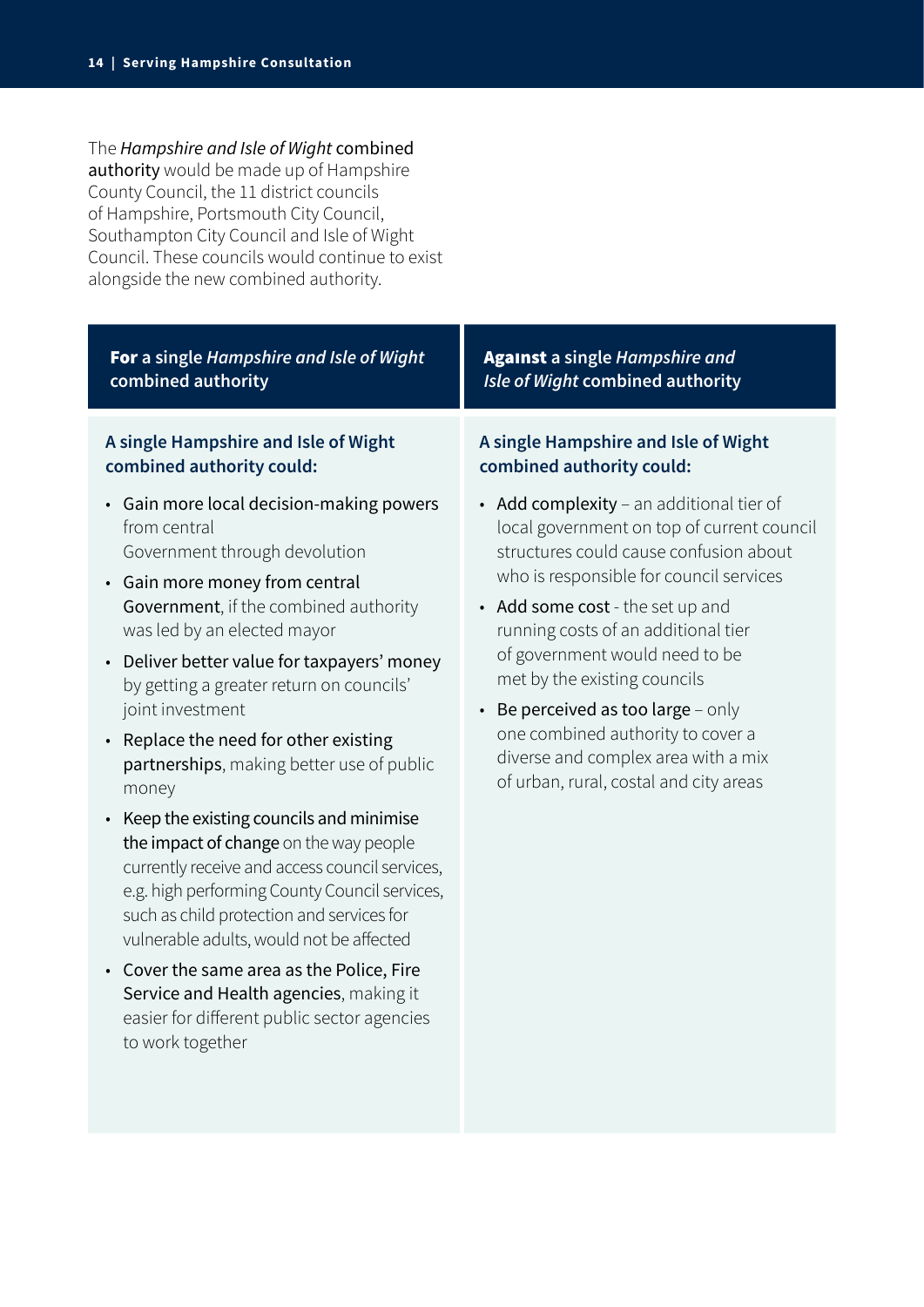The *Hampshire and Isle of Wight* **combined authority** would be made up of Hampshire County Council, the 11 district councils of Hampshire, Portsmouth City Council, Southampton City Council and Isle of Wight Council. These councils would continue to exist alongside the new combined authority.

## **For** a single *Hampshire and Isle of Wight* combined authority

### A single Hampshire and Isle of Wight combined authority could:

- **Gain more local decision-making powers** from central Government through devolution
- **Gain more money from central Government**, if the combined authority was led by an elected mayor
- **Deliver better value for taxpayers' money** by getting a greater return on councils' joint investment
- **Replace the need for other existing partnerships**, making better use of public money
- **Keep the existing councils and minimise the impact of change** on the way people currently receive and access council services, e.g. high performing County Council services, such as child protection and services for vulnerable adults, would not be affected
- **Cover the same area as the Police, Fire Service and Health agencies**, making it easier for different public sector agencies to work together

## **Against** a single *Hampshire and Isle of Wight* combined authority

### A single Hampshire and Isle of Wight combined authority could:

- **Add complexity** – an additional tier of local government on top of current council structures could cause confusion about who is responsible for council services
- **Add some cost** - the set up and running costs of an additional tier of government would need to be met by the existing councils
- **Be perceived as too large** – only one combined authority to cover a diverse and complex area with a mix of urban, rural, costal and city areas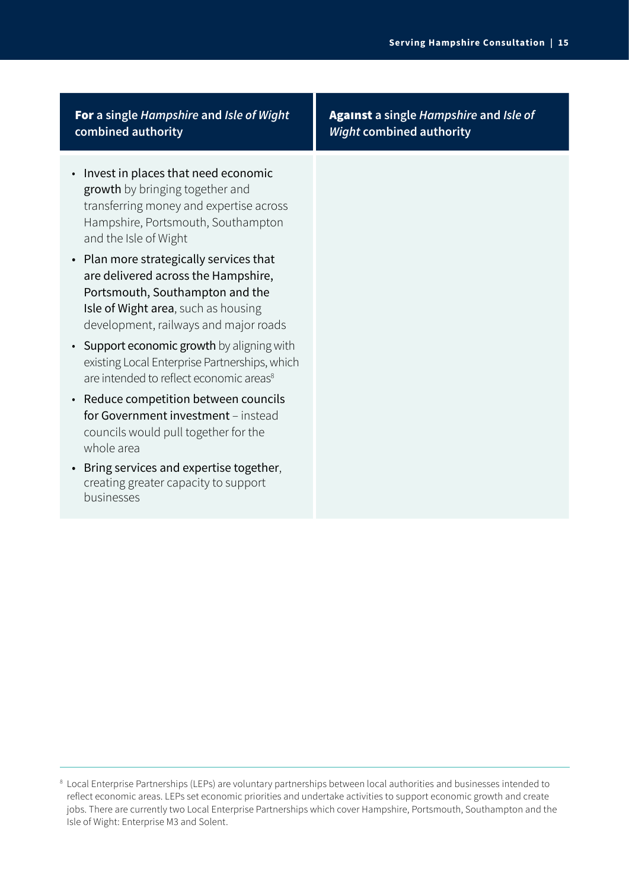| **For** a single *Hampshire* and *Isle of Wight* combined authority | **Against** a single *Hampshire* and *Isle of Wight* combined authority |
|---|---|
| • Invest in places that need economic growth by bringing together and transferring money and expertise across Hampshire, Portsmouth, Southampton and the Isle of Wight<br>• Plan more strategically services that are delivered across the Hampshire, Portsmouth, Southampton and the Isle of Wight area, such as housing development, railways and major roads<br>• Support economic growth by aligning with existing Local Enterprise Partnerships, which are intended to reflect economic areas[8]<br>• Reduce competition between councils for Government investment – instead councils would pull together for the whole area<br>• Bring services and expertise together, creating greater capacity to support businesses | |

[8] Local Enterprise Partnerships (LEPs) are voluntary partnerships between local authorities and businesses intended to reflect economic areas. LEPs set economic priorities and undertake activities to support economic growth and create jobs. There are currently two Local Enterprise Partnerships which cover Hampshire, Portsmouth, Southampton and the Isle of Wight: Enterprise M3 and Solent.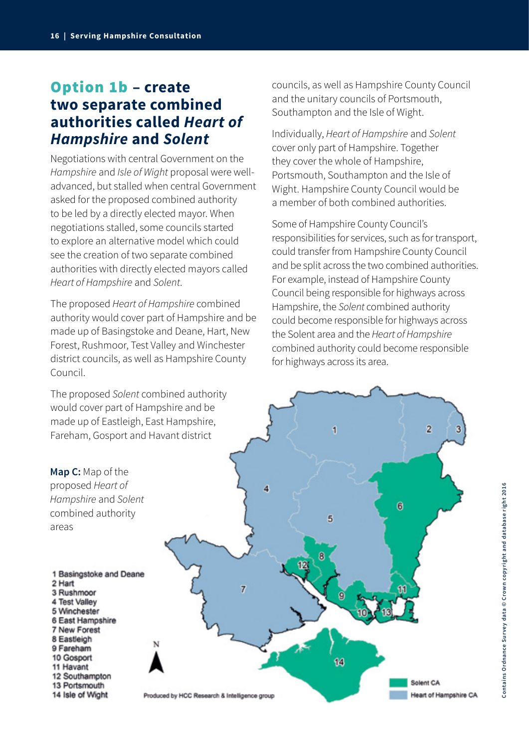## Option 1b – create two separate combined authorities called *Heart of Hampshire* and *Solent*

Negotiations with central Government on the *Hampshire* and *Isle of Wight* proposal were well-advanced, but stalled when central Government asked for the proposed combined authority to be led by a directly elected mayor. When negotiations stalled, some councils started to explore an alternative model which could see the creation of two separate combined authorities with directly elected mayors called *Heart of Hampshire* and *Solent*.

The proposed *Heart of Hampshire* combined authority would cover part of Hampshire and be made up of Basingstoke and Deane, Hart, New Forest, Rushmoor, Test Valley and Winchester district councils, as well as Hampshire County Council.

The proposed *Solent* combined authority would cover part of Hampshire and be made up of Eastleigh, East Hampshire, Fareham, Gosport and Havant district councils, as well as Hampshire County Council and the unitary councils of Portsmouth, Southampton and the Isle of Wight.

Individually, *Heart of Hampshire* and *Solent* cover only part of Hampshire. Together they cover the whole of Hampshire, Portsmouth, Southampton and the Isle of Wight. Hampshire County Council would be a member of both combined authorities.

Some of Hampshire County Council's responsibilities for services, such as for transport, could transfer from Hampshire County Council and be split across the two combined authorities. For example, instead of Hampshire County Council being responsible for highways across Hampshire, the *Solent* combined authority could become responsible for highways across the Solent area and the *Heart of Hampshire* combined authority could become responsible for highways across its area.

**Map C:** Map of the proposed *Heart of Hampshire* and *Solent* combined authority areas

1 Basingstoke and Deane
2 Hart
3 Rushmoor
4 Test Valley
5 Winchester
6 East Hampshire
7 New Forest
8 Eastleigh
9 Fareham
10 Gosport
11 Havant
12 Southampton
13 Portsmouth
14 Isle of Wight

Solent CA
Heart of Hampshire CA

Produced by HCC Research & Intelligence group

Contains Ordnance Survey data © Crown copyright and database right 2016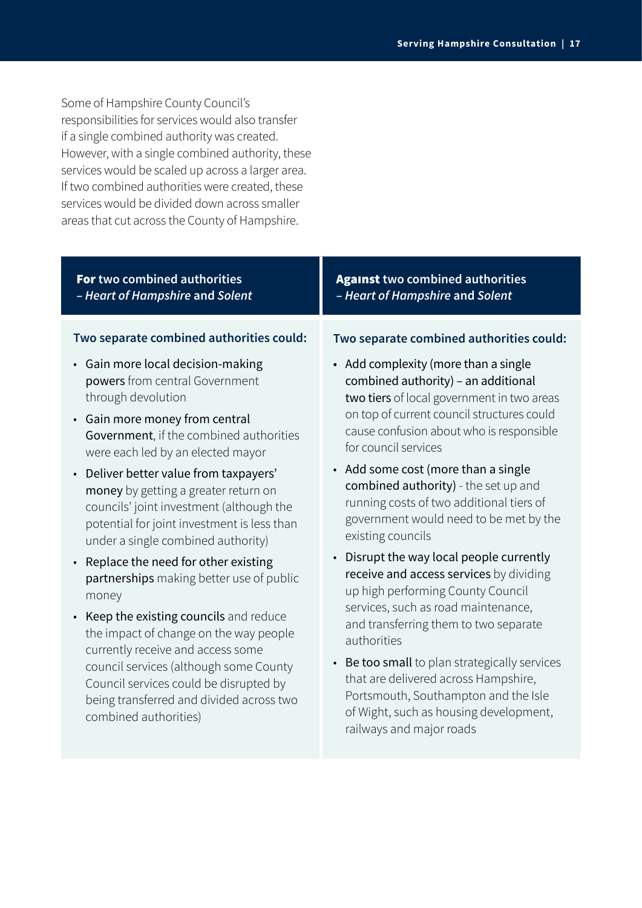Some of Hampshire County Council's responsibilities for services would also transfer if a single combined authority was created. However, with a single combined authority, these services would be scaled up across a larger area. If two combined authorities were created, these services would be divided down across smaller areas that cut across the County of Hampshire.

## **For** two combined authorities – *Heart of Hampshire* and *Solent*

**Two separate combined authorities could:**

- **Gain more local decision-making powers** from central Government through devolution
- **Gain more money from central Government**, if the combined authorities were each led by an elected mayor
- **Deliver better value from taxpayers' money** by getting a greater return on councils' joint investment (although the potential for joint investment is less than under a single combined authority)
- **Replace the need for other existing partnerships** making better use of public money
- **Keep the existing councils** and reduce the impact of change on the way people currently receive and access some council services (although some County Council services could be disrupted by being transferred and divided across two combined authorities)

## **Against** two combined authorities – *Heart of Hampshire* and *Solent*

**Two separate combined authorities could:**

- **Add complexity (more than a single combined authority) – an additional two tiers** of local government in two areas on top of current council structures could cause confusion about who is responsible for council services
- **Add some cost (more than a single combined authority)** - the set up and running costs of two additional tiers of government would need to be met by the existing councils
- **Disrupt the way local people currently receive and access services** by dividing up high performing County Council services, such as road maintenance, and transferring them to two separate authorities
- **Be too small** to plan strategically services that are delivered across Hampshire, Portsmouth, Southampton and the Isle of Wight, such as housing development, railways and major roads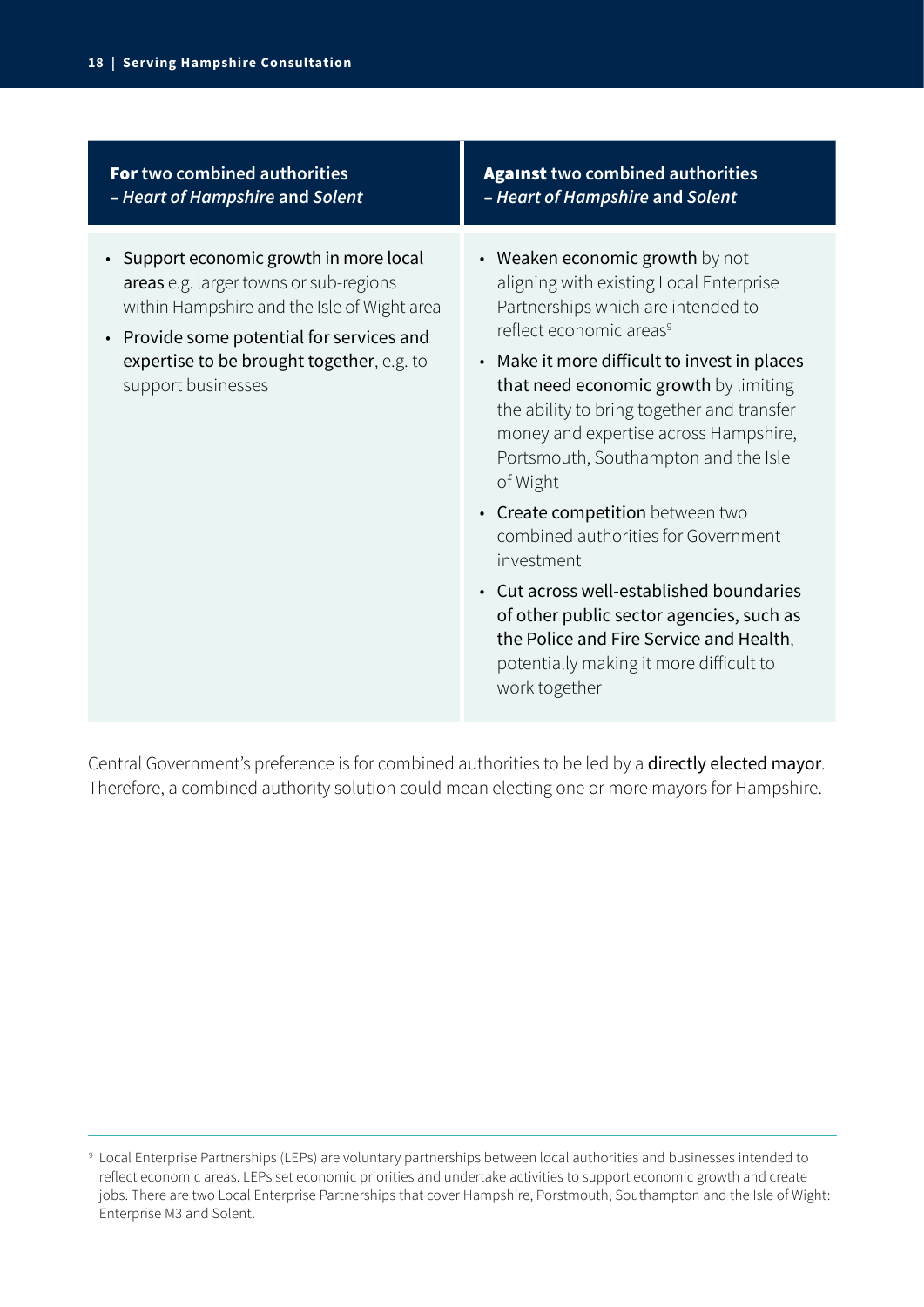| **For** two combined authorities – *Heart of Hampshire* and *Solent* | **Against** two combined authorities – *Heart of Hampshire* and *Solent* |
|---|---|
| • Support economic growth in more local areas e.g. larger towns or sub-regions within Hampshire and the Isle of Wight area<br>• Provide some potential for services and expertise to be brought together, e.g. to support businesses | • Weaken economic growth by not aligning with existing Local Enterprise Partnerships which are intended to reflect economic areas[9]<br>• Make it more difficult to invest in places that need economic growth by limiting the ability to bring together and transfer money and expertise across Hampshire, Portsmouth, Southampton and the Isle of Wight<br>• Create competition between two combined authorities for Government investment<br>• Cut across well-established boundaries of other public sector agencies, such as the Police and Fire Service and Health, potentially making it more difficult to work together |

Central Government's preference is for combined authorities to be led by a directly elected mayor. Therefore, a combined authority solution could mean electing one or more mayors for Hampshire.

[9] Local Enterprise Partnerships (LEPs) are voluntary partnerships between local authorities and businesses intended to reflect economic areas. LEPs set economic priorities and undertake activities to support economic growth and create jobs. There are two Local Enterprise Partnerships that cover Hampshire, Porstmouth, Southampton and the Isle of Wight: Enterprise M3 and Solent.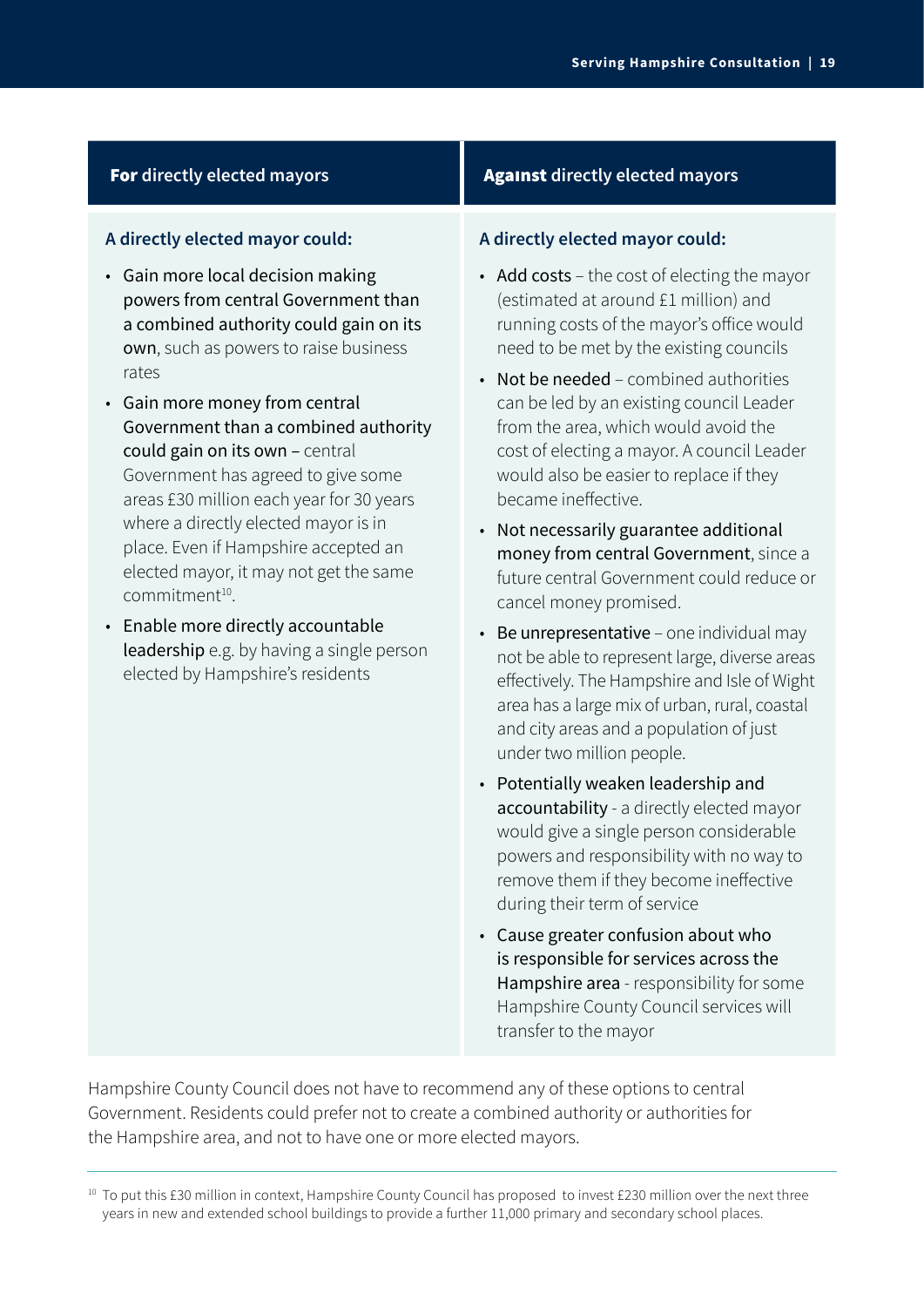## **For** directly elected mayors

**A directly elected mayor could:**

- Gain more local decision making powers from central Government than a combined authority could gain on its own, such as powers to raise business rates
- Gain more money from central Government than a combined authority could gain on its own – central Government has agreed to give some areas £30 million each year for 30 years where a directly elected mayor is in place. Even if Hampshire accepted an elected mayor, it may not get the same commitment[10].
- Enable more directly accountable leadership e.g. by having a single person elected by Hampshire's residents

## **Against** directly elected mayors

**A directly elected mayor could:**

- Add costs – the cost of electing the mayor (estimated at around £1 million) and running costs of the mayor's office would need to be met by the existing councils
- Not be needed – combined authorities can be led by an existing council Leader from the area, which would avoid the cost of electing a mayor. A council Leader would also be easier to replace if they became ineffective.
- Not necessarily guarantee additional money from central Government, since a future central Government could reduce or cancel money promised.
- Be unrepresentative – one individual may not be able to represent large, diverse areas effectively. The Hampshire and Isle of Wight area has a large mix of urban, rural, coastal and city areas and a population of just under two million people.
- Potentially weaken leadership and accountability - a directly elected mayor would give a single person considerable powers and responsibility with no way to remove them if they become ineffective during their term of service
- Cause greater confusion about who is responsible for services across the Hampshire area - responsibility for some Hampshire County Council services will transfer to the mayor

Hampshire County Council does not have to recommend any of these options to central Government. Residents could prefer not to create a combined authority or authorities for the Hampshire area, and not to have one or more elected mayors.

[10] To put this £30 million in context, Hampshire County Council has proposed to invest £230 million over the next three years in new and extended school buildings to provide a further 11,000 primary and secondary school places.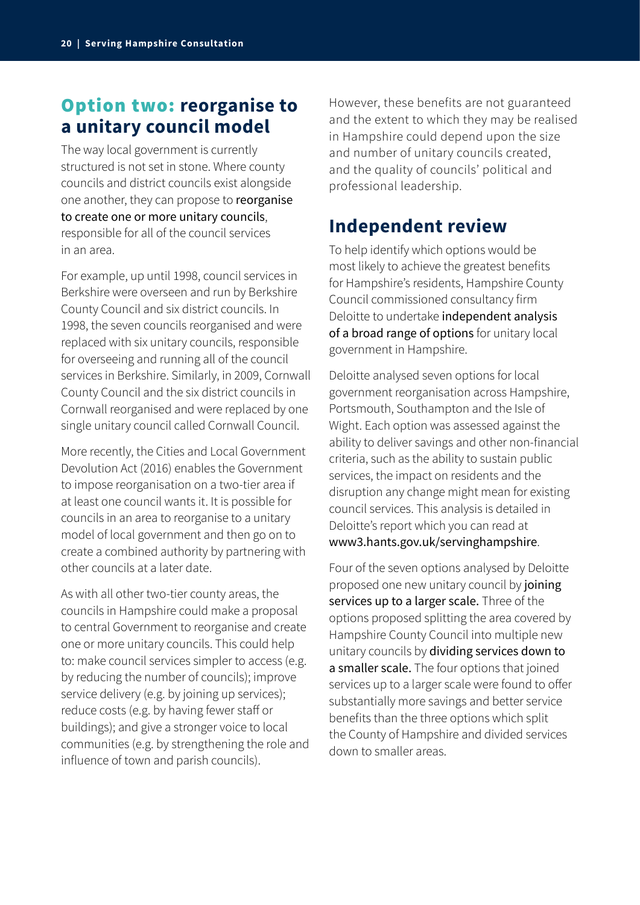## **Option two:** reorganise to a unitary council model

The way local government is currently structured is not set in stone. Where county councils and district councils exist alongside one another, they can propose to reorganise to create one or more unitary councils, responsible for all of the council services in an area.

For example, up until 1998, council services in Berkshire were overseen and run by Berkshire County Council and six district councils. In 1998, the seven councils reorganised and were replaced with six unitary councils, responsible for overseeing and running all of the council services in Berkshire. Similarly, in 2009, Cornwall County Council and the six district councils in Cornwall reorganised and were replaced by one single unitary council called Cornwall Council.

More recently, the Cities and Local Government Devolution Act (2016) enables the Government to impose reorganisation on a two-tier area if at least one council wants it. It is possible for councils in an area to reorganise to a unitary model of local government and then go on to create a combined authority by partnering with other councils at a later date.

As with all other two-tier county areas, the councils in Hampshire could make a proposal to central Government to reorganise and create one or more unitary councils. This could help to: make council services simpler to access (e.g. by reducing the number of councils); improve service delivery (e.g. by joining up services); reduce costs (e.g. by having fewer staff or buildings); and give a stronger voice to local communities (e.g. by strengthening the role and influence of town and parish councils).

However, these benefits are not guaranteed and the extent to which they may be realised in Hampshire could depend upon the size and number of unitary councils created, and the quality of councils' political and professional leadership.

## Independent review

To help identify which options would be most likely to achieve the greatest benefits for Hampshire's residents, Hampshire County Council commissioned consultancy firm Deloitte to undertake independent analysis of a broad range of options for unitary local government in Hampshire.

Deloitte analysed seven options for local government reorganisation across Hampshire, Portsmouth, Southampton and the Isle of Wight. Each option was assessed against the ability to deliver savings and other non-financial criteria, such as the ability to sustain public services, the impact on residents and the disruption any change might mean for existing council services. This analysis is detailed in Deloitte's report which you can read at www3.hants.gov.uk/servinghampshire.

Four of the seven options analysed by Deloitte proposed one new unitary council by joining services up to a larger scale. Three of the options proposed splitting the area covered by Hampshire County Council into multiple new unitary councils by dividing services down to a smaller scale. The four options that joined services up to a larger scale were found to offer substantially more savings and better service benefits than the three options which split the County of Hampshire and divided services down to smaller areas.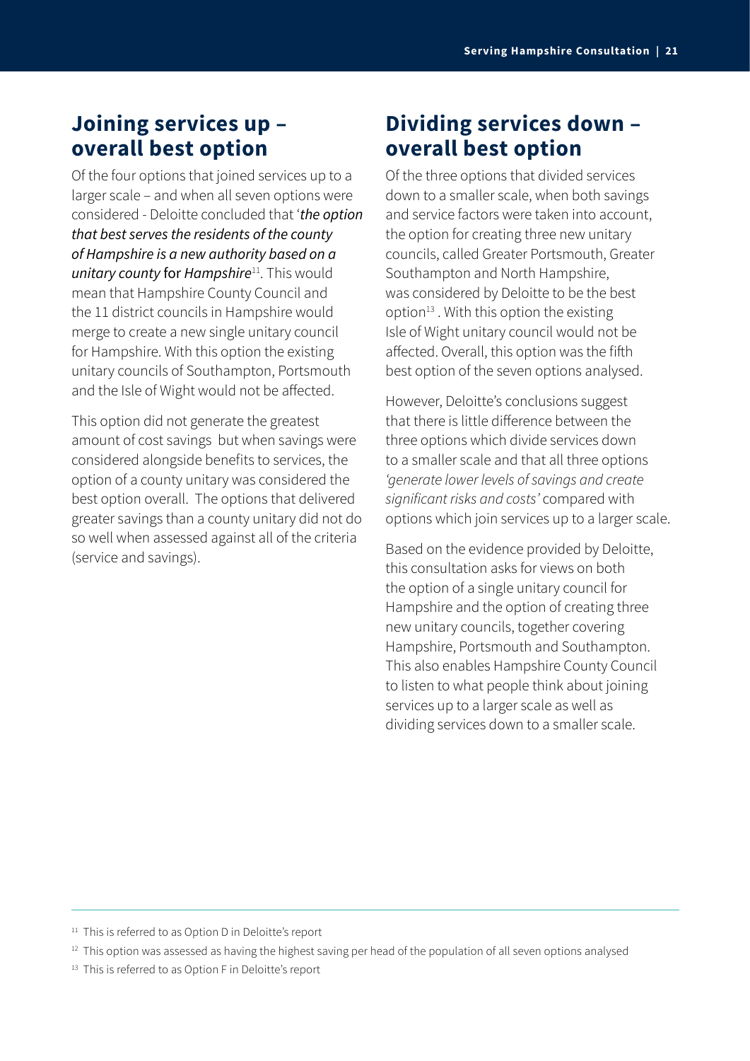## Joining services up – overall best option

Of the four options that joined services up to a larger scale – and when all seven options were considered - Deloitte concluded that '*the option that best serves the residents of the county of Hampshire is a new authority based on a unitary county* for *Hampshire*[11]. This would mean that Hampshire County Council and the 11 district councils in Hampshire would merge to create a new single unitary council for Hampshire. With this option the existing unitary councils of Southampton, Portsmouth and the Isle of Wight would not be affected.

This option did not generate the greatest amount of cost savings but when savings were considered alongside benefits to services, the option of a county unitary was considered the best option overall. The options that delivered greater savings than a county unitary did not do so well when assessed against all of the criteria (service and savings).

## Dividing services down – overall best option

Of the three options that divided services down to a smaller scale, when both savings and service factors were taken into account, the option for creating three new unitary councils, called Greater Portsmouth, Greater Southampton and North Hampshire, was considered by Deloitte to be the best option[13]. With this option the existing Isle of Wight unitary council would not be affected. Overall, this option was the fifth best option of the seven options analysed.

However, Deloitte's conclusions suggest that there is little difference between the three options which divide services down to a smaller scale and that all three options *'generate lower levels of savings and create significant risks and costs'* compared with options which join services up to a larger scale.

Based on the evidence provided by Deloitte, this consultation asks for views on both the option of a single unitary council for Hampshire and the option of creating three new unitary councils, together covering Hampshire, Portsmouth and Southampton. This also enables Hampshire County Council to listen to what people think about joining services up to a larger scale as well as dividing services down to a smaller scale.

---

[11] This is referred to as Option D in Deloitte's report

[12] This option was assessed as having the highest saving per head of the population of all seven options analysed

[13] This is referred to as Option F in Deloitte's report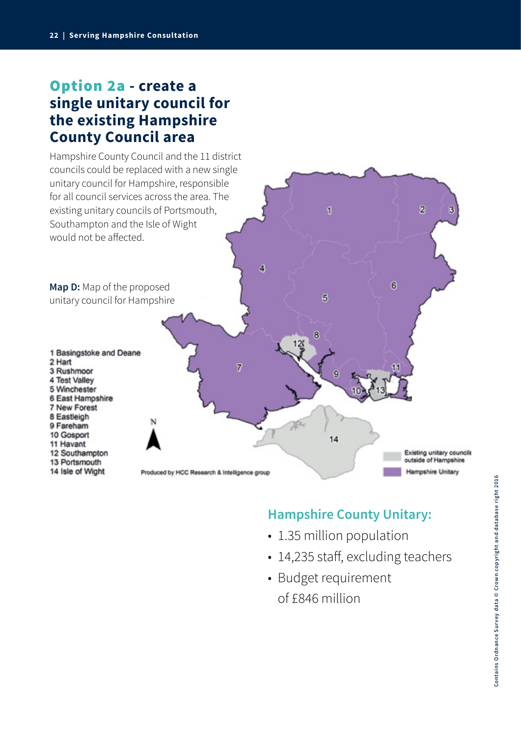## Option 2a - create a single unitary council for the existing Hampshire County Council area

Hampshire County Council and the 11 district councils could be replaced with a new single unitary council for Hampshire, responsible for all council services across the area. The existing unitary councils of Portsmouth, Southampton and the Isle of Wight would not be affected.

**Map D:** Map of the proposed unitary council for Hampshire

1 Basingstoke and Deane
2 Hart
3 Rushmoor
4 Test Valley
5 Winchester
6 East Hampshire
7 New Forest
8 Eastleigh
9 Fareham
10 Gosport
11 Havant
12 Southampton
13 Portsmouth
14 Isle of Wight

Produced by HCC Research & Intelligence group

Existing unitary councils outside of Hampshire

Hampshire Unitary

### Hampshire County Unitary:

- 1.35 million population
- 14,235 staff, excluding teachers
- Budget requirement of £846 million

Contains Ordnance Survey data © Crown copyright and database right 2016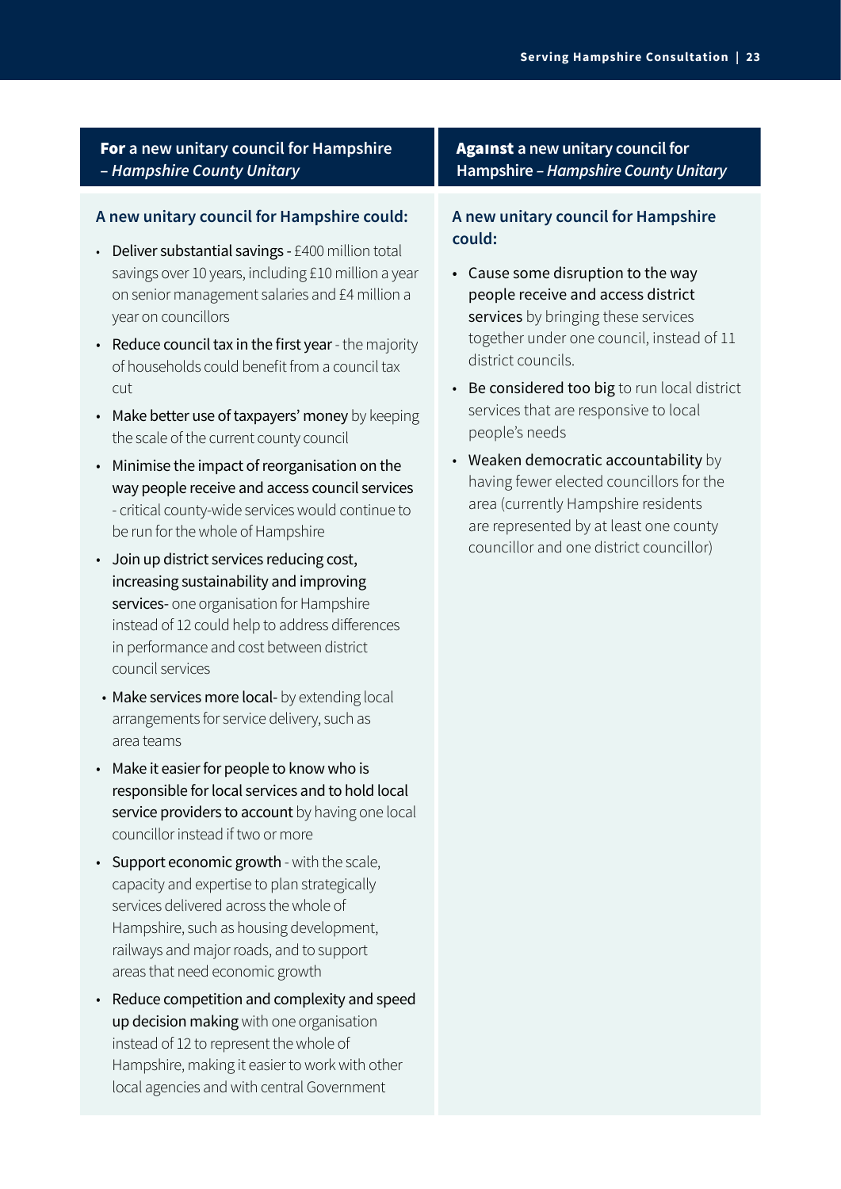## **For** a new unitary council for Hampshire – *Hampshire County Unitary*

### A new unitary council for Hampshire could:

- Deliver substantial savings - £400 million total savings over 10 years, including £10 million a year on senior management salaries and £4 million a year on councillors
- Reduce council tax in the first year - the majority of households could benefit from a council tax cut
- Make better use of taxpayers' money by keeping the scale of the current county council
- Minimise the impact of reorganisation on the way people receive and access council services - critical county-wide services would continue to be run for the whole of Hampshire
- Join up district services reducing cost, increasing sustainability and improving services- one organisation for Hampshire instead of 12 could help to address differences in performance and cost between district council services
- Make services more local- by extending local arrangements for service delivery, such as area teams
- Make it easier for people to know who is responsible for local services and to hold local service providers to account by having one local councillor instead if two or more
- Support economic growth - with the scale, capacity and expertise to plan strategically services delivered across the whole of Hampshire, such as housing development, railways and major roads, and to support areas that need economic growth
- Reduce competition and complexity and speed up decision making with one organisation instead of 12 to represent the whole of Hampshire, making it easier to work with other local agencies and with central Government

## **Against** a new unitary council for Hampshire – *Hampshire County Unitary*

### A new unitary council for Hampshire could:

- Cause some disruption to the way people receive and access district services by bringing these services together under one council, instead of 11 district councils.
- Be considered too big to run local district services that are responsive to local people's needs
- Weaken democratic accountability by having fewer elected councillors for the area (currently Hampshire residents are represented by at least one county councillor and one district councillor)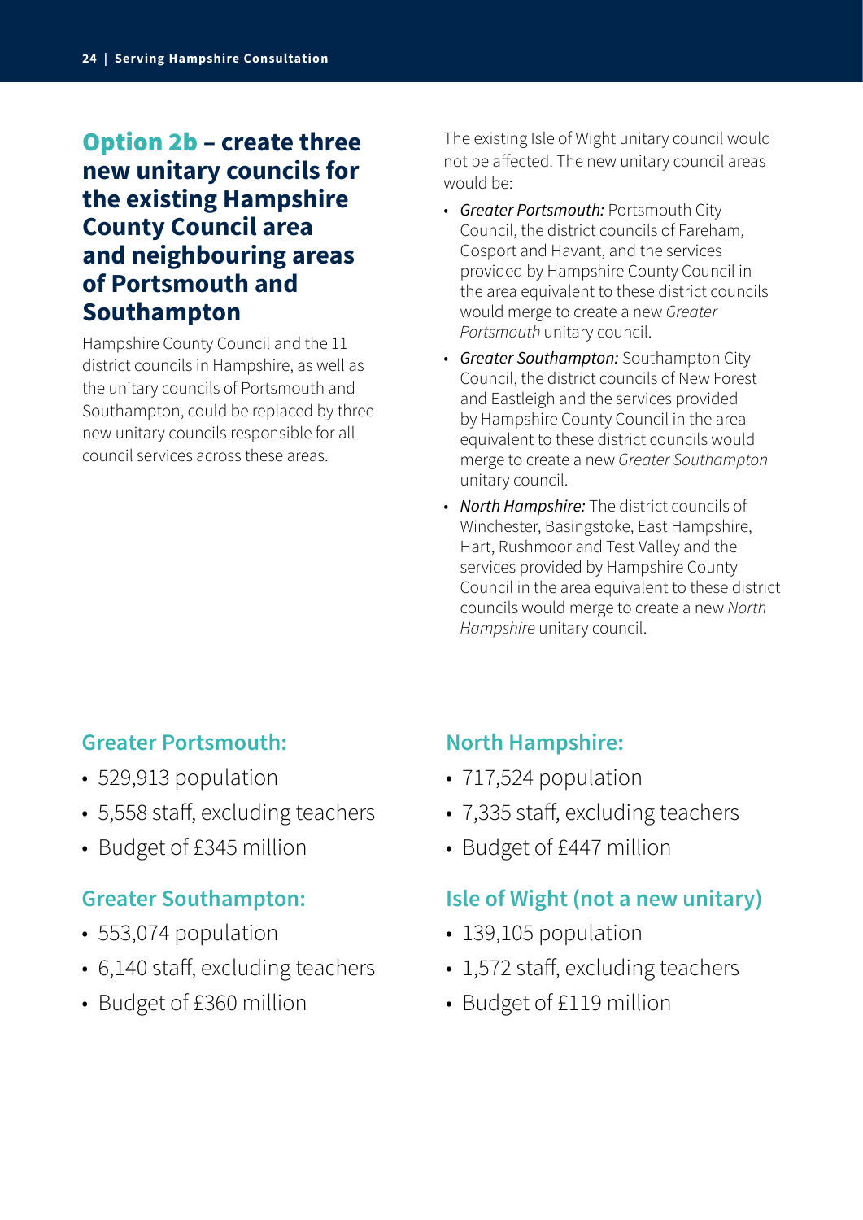## Option 2b – create three new unitary councils for the existing Hampshire County Council area and neighbouring areas of Portsmouth and Southampton

Hampshire County Council and the 11 district councils in Hampshire, as well as the unitary councils of Portsmouth and Southampton, could be replaced by three new unitary councils responsible for all council services across these areas.

The existing Isle of Wight unitary council would not be affected. The new unitary council areas would be:

- *Greater Portsmouth:* Portsmouth City Council, the district councils of Fareham, Gosport and Havant, and the services provided by Hampshire County Council in the area equivalent to these district councils would merge to create a new *Greater Portsmouth* unitary council.
- *Greater Southampton:* Southampton City Council, the district councils of New Forest and Eastleigh and the services provided by Hampshire County Council in the area equivalent to these district councils would merge to create a new *Greater Southampton* unitary council.
- *North Hampshire:* The district councils of Winchester, Basingstoke, East Hampshire, Hart, Rushmoor and Test Valley and the services provided by Hampshire County Council in the area equivalent to these district councils would merge to create a new *North Hampshire* unitary council.

### Greater Portsmouth:

- 529,913 population
- 5,558 staff, excluding teachers
- Budget of £345 million

### Greater Southampton:

- 553,074 population
- 6,140 staff, excluding teachers
- Budget of £360 million

### North Hampshire:

- 717,524 population
- 7,335 staff, excluding teachers
- Budget of £447 million

### Isle of Wight (not a new unitary)

- 139,105 population
- 1,572 staff, excluding teachers
- Budget of £119 million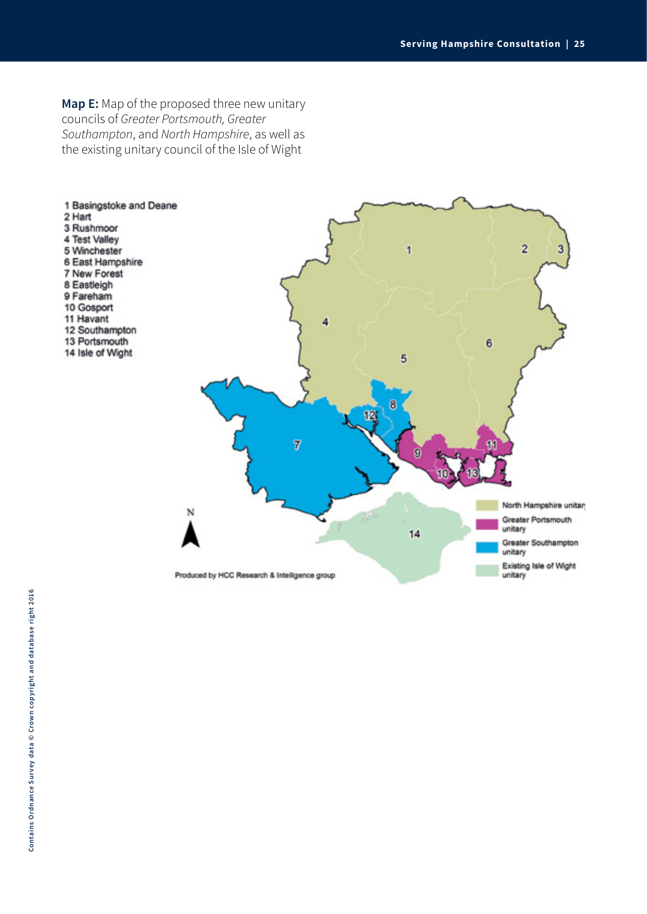**Map E:** Map of the proposed three new unitary councils of *Greater Portsmouth, Greater Southampton*, and *North Hampshire*, as well as the existing unitary council of the Isle of Wight

1 Basingstoke and Deane
2 Hart
3 Rushmoor
4 Test Valley
5 Winchester
6 East Hampshire
7 New Forest
8 Eastleigh
9 Fareham
10 Gosport
11 Havant
12 Southampton
13 Portsmouth
14 Isle of Wight

North Hampshire unitary
Greater Portsmouth unitary
Greater Southampton unitary
Existing Isle of Wight unitary

Produced by HCC Research & Intelligence group

Contains Ordnance Survey data © Crown copyright and database right 2016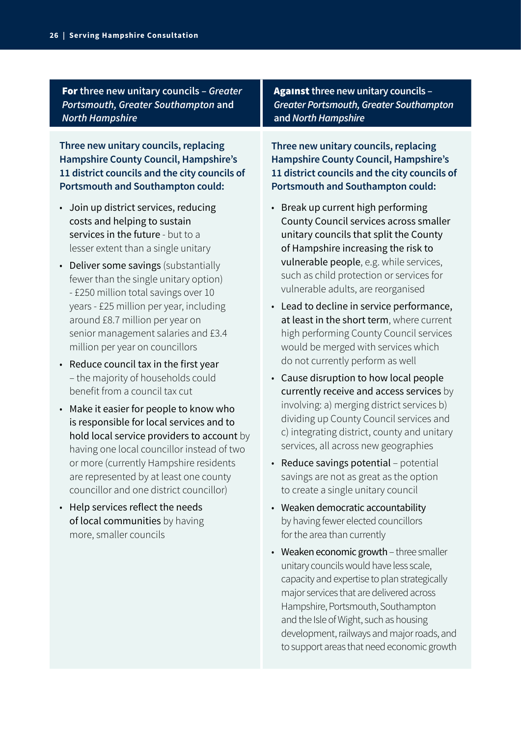## **For** three new unitary councils – *Greater Portsmouth, Greater Southampton* and *North Hampshire*

**Three new unitary councils, replacing Hampshire County Council, Hampshire's 11 district councils and the city councils of Portsmouth and Southampton could:**

- Join up district services, reducing costs and helping to sustain services in the future - but to a lesser extent than a single unitary
- Deliver some savings (substantially fewer than the single unitary option) - £250 million total savings over 10 years - £25 million per year, including around £8.7 million per year on senior management salaries and £3.4 million per year on councillors
- Reduce council tax in the first year – the majority of households could benefit from a council tax cut
- Make it easier for people to know who is responsible for local services and to hold local service providers to account by having one local councillor instead of two or more (currently Hampshire residents are represented by at least one county councillor and one district councillor)
- Help services reflect the needs of local communities by having more, smaller councils

## **Against** three new unitary councils – *Greater Portsmouth, Greater Southampton* and *North Hampshire*

**Three new unitary councils, replacing Hampshire County Council, Hampshire's 11 district councils and the city councils of Portsmouth and Southampton could:**

- Break up current high performing County Council services across smaller unitary councils that split the County of Hampshire increasing the risk to vulnerable people, e.g. while services, such as child protection or services for vulnerable adults, are reorganised
- Lead to decline in service performance, at least in the short term, where current high performing County Council services would be merged with services which do not currently perform as well
- Cause disruption to how local people currently receive and access services by involving: a) merging district services b) dividing up County Council services and c) integrating district, county and unitary services, all across new geographies
- Reduce savings potential – potential savings are not as great as the option to create a single unitary council
- Weaken democratic accountability by having fewer elected councillors for the area than currently
- Weaken economic growth – three smaller unitary councils would have less scale, capacity and expertise to plan strategically major services that are delivered across Hampshire, Portsmouth, Southampton and the Isle of Wight, such as housing development, railways and major roads, and to support areas that need economic growth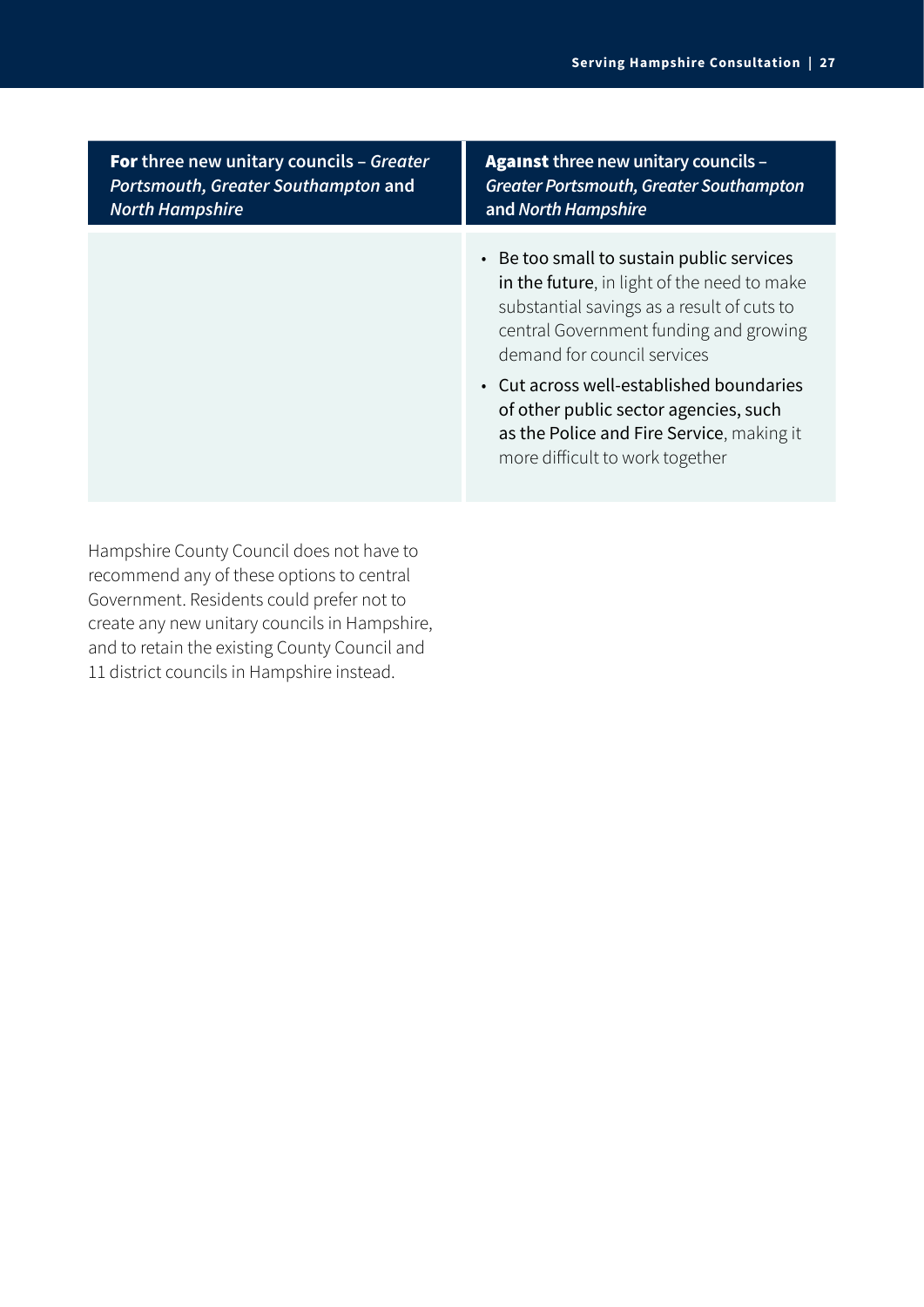| **For** three new unitary councils – *Greater Portsmouth, Greater Southampton* and *North Hampshire* | **Against** three new unitary councils – *Greater Portsmouth, Greater Southampton* and *North Hampshire* |
| --- | --- |
| | • Be too small to sustain public services in the future, in light of the need to make substantial savings as a result of cuts to central Government funding and growing demand for council services<br>• Cut across well-established boundaries of other public sector agencies, such as the Police and Fire Service, making it more difficult to work together |

Hampshire County Council does not have to recommend any of these options to central Government. Residents could prefer not to create any new unitary councils in Hampshire, and to retain the existing County Council and 11 district councils in Hampshire instead.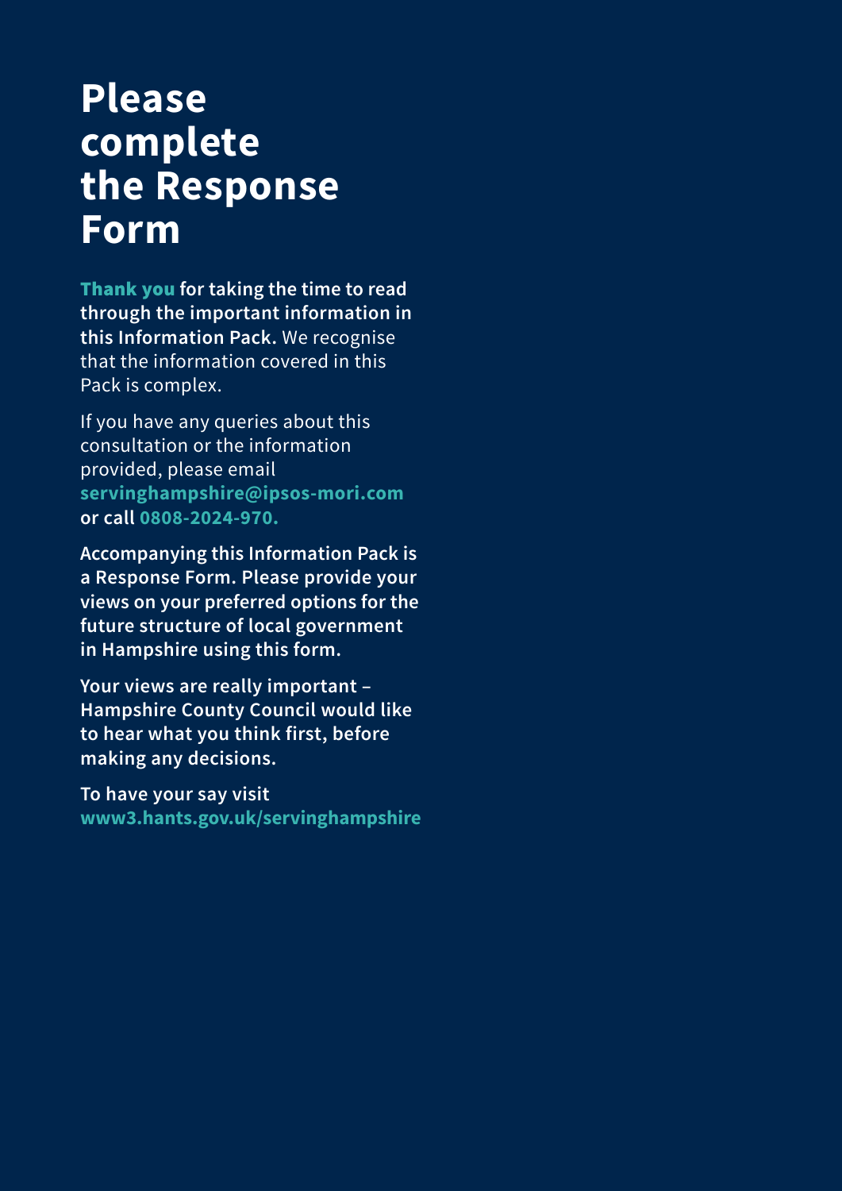# Please complete the Response Form

**Thank you for taking the time to read through the important information in this Information Pack.** We recognise that the information covered in this Pack is complex.

If you have any queries about this consultation or the information provided, please email **servinghampshire@ipsos-mori.com** **or call 0808-2024-970.**

**Accompanying this Information Pack is a Response Form. Please provide your views on your preferred options for the future structure of local government in Hampshire using this form.**

**Your views are really important – Hampshire County Council would like to hear what you think first, before making any decisions.**

**To have your say visit www3.hants.gov.uk/servinghampshire**